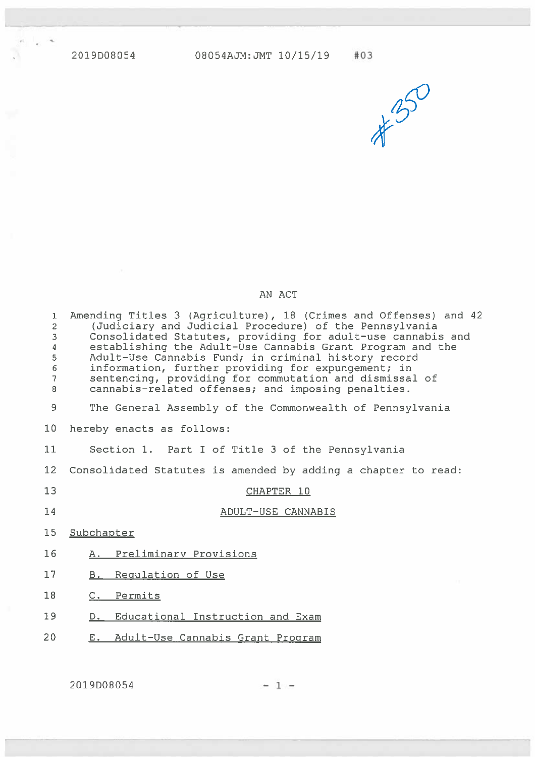2019D08054 08054AJM:JMT 10/15/19 #03

#350

AN ACT

Amending Titles 3 (Agriculture), 18 (Crimes and Offenses) and 42 (Judiciary and Judicial Procedure) of the Pennsylvania Consolidated Statutes, providing for adult-use cannabis and establishing the Adult-Use Cannabis Grant Program and the Adult-Use Cannabis Fund; in criminal history record information, further providing for expungement; in sentencing, providing for commutation and dismissal of cannabis-related offenses; and imposing penalties.

The General Assembly of the Commonwealth of Pennsylvania hereby enacts as follows:

Section 1. Part I of Title 3 of the Pennsylvania Consolidated Statutes is amended by adding a chapter to read:

CHAPTER 10

ADULT-USE CANNABIS

Subchapter

A. Preliminary Provisions

B. Regulation of Use

C. Permits

D. Educational Instruction and Exam

E. Adult-Use Cannabis Grant Program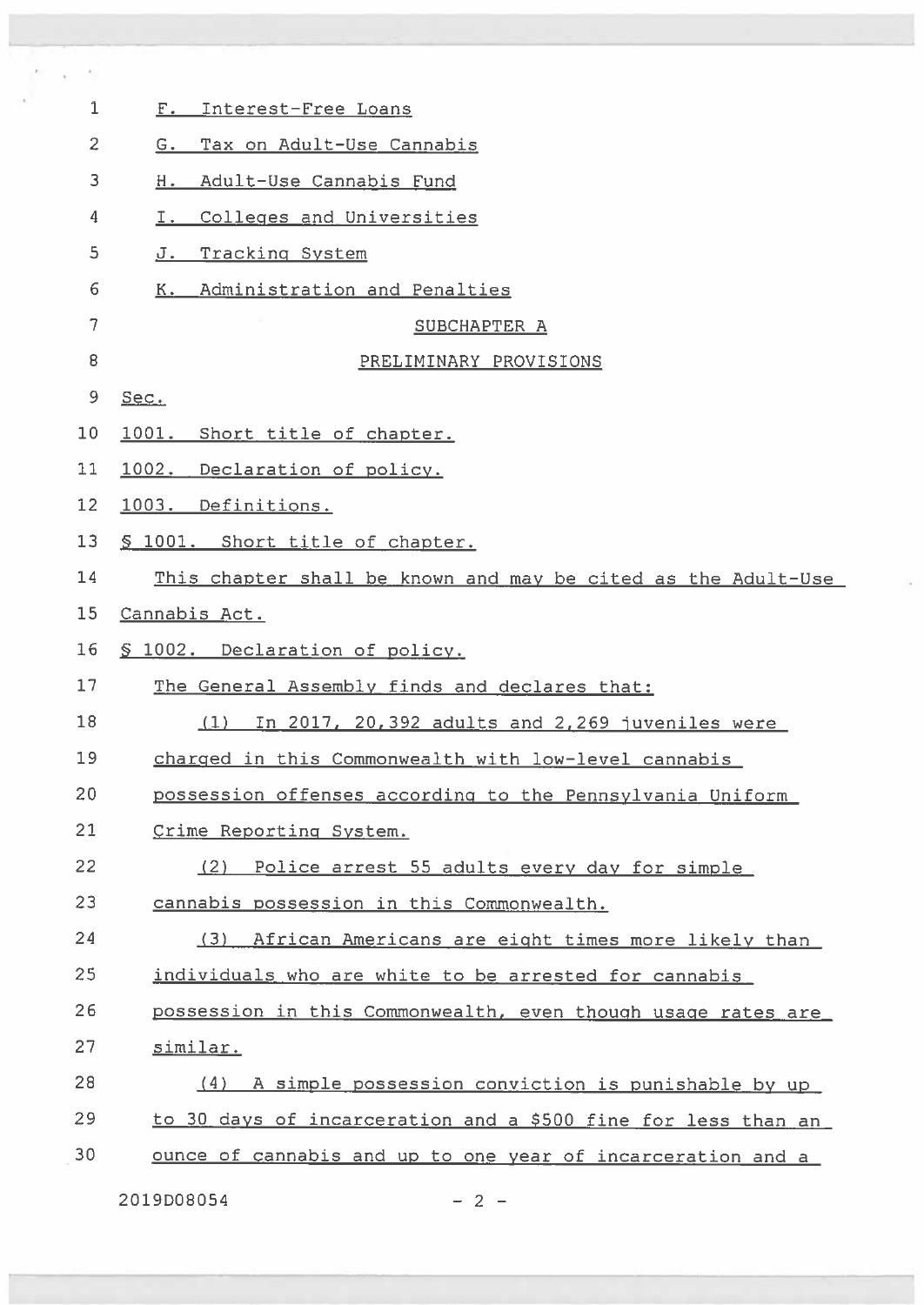F. Interest-Free Loans

G. Tax on Adult-Use Cannabis

H. Adult-Use Cannabis Fund

I. Colleges and Universities

J. Tracking System

K. Administration and Penalties

## SUBCHAPTER A

## PRELIMINARY PROVISIONS

Sec.

1001. Short title of chapter.

1002. Declaration of policy.

1003. Definitions.

§ 1001. Short title of chapter.

This chapter shall be known and may be cited as the Adult-Use Cannabis Act.

§ 1002. Declaration of policy.

The General Assembly finds and declares that:

(1) In 2017, 20,392 adults and 2,269 juveniles were charged in this Commonwealth with low-level cannabis possession offenses according to the Pennsylvania Uniform Crime Reporting System.

(2) Police arrest 55 adults every day for simple cannabis possession in this Commonwealth.

(3) African Americans are eight times more likely than individuals who are white to be arrested for cannabis possession in this Commonwealth, even though usage rates are similar.

(4) A simple possession conviction is punishable by up to 30 days of incarceration and a $500 fine for less than an ounce of cannabis and up to one year of incarceration and a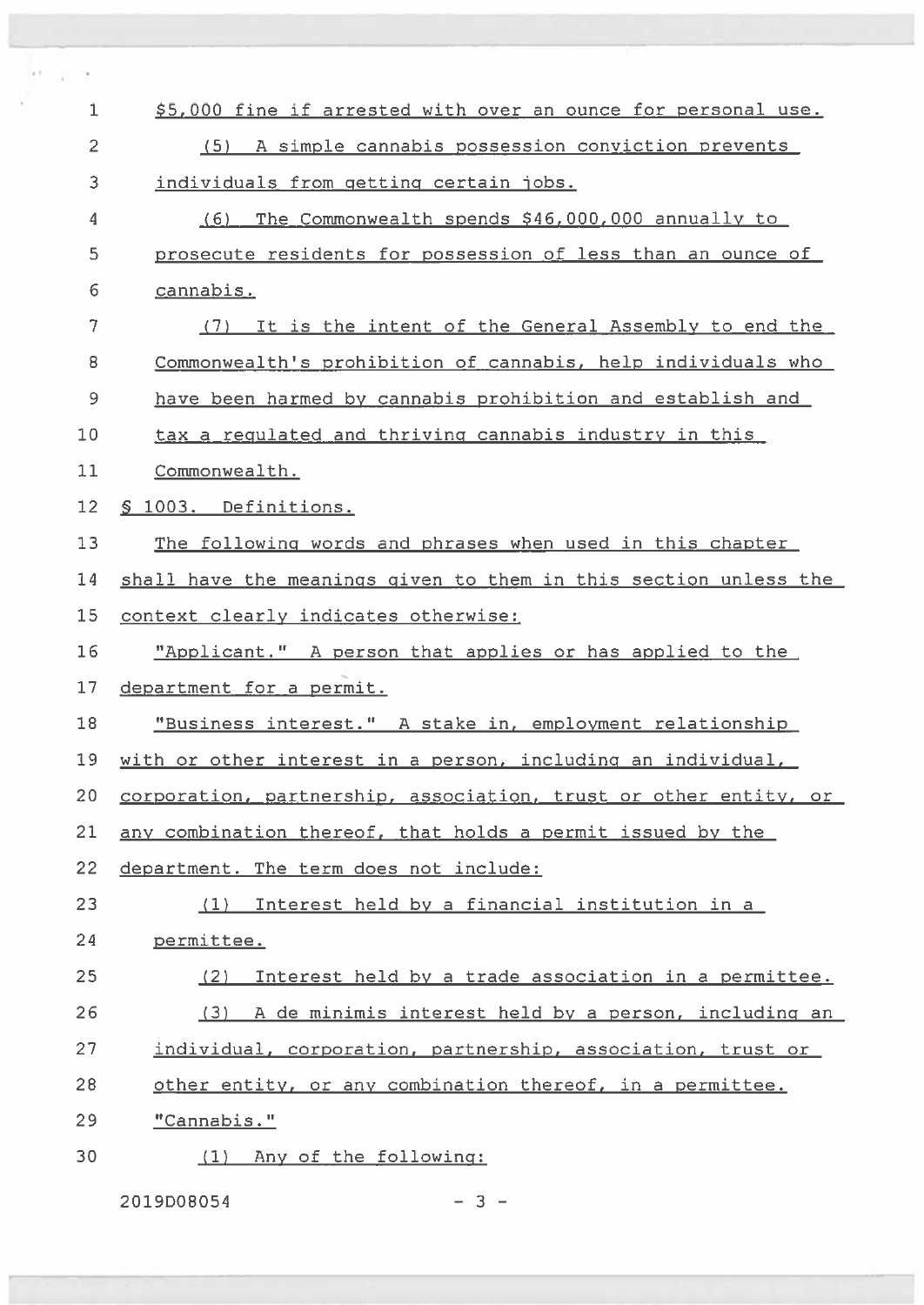$5,000 fine if arrested with over an ounce for personal use.

(5) A simple cannabis possession conviction prevents individuals from getting certain jobs.

(6) The Commonwealth spends $46,000,000 annually to prosecute residents for possession of less than an ounce of cannabis.

(7) It is the intent of the General Assembly to end the Commonwealth's prohibition of cannabis, help individuals who have been harmed by cannabis prohibition and establish and tax a regulated and thriving cannabis industry in this Commonwealth.

§ 1003. Definitions.

The following words and phrases when used in this chapter shall have the meanings given to them in this section unless the context clearly indicates otherwise:

"Applicant." A person that applies or has applied to the department for a permit.

"Business interest." A stake in, employment relationship with or other interest in a person, including an individual, corporation, partnership, association, trust or other entity, or any combination thereof, that holds a permit issued by the department. The term does not include:

(1) Interest held by a financial institution in a permittee.

(2) Interest held by a trade association in a permittee.

(3) A de minimis interest held by a person, including an individual, corporation, partnership, association, trust or other entity, or any combination thereof, in a permittee.

"Cannabis."

(1) Any of the following: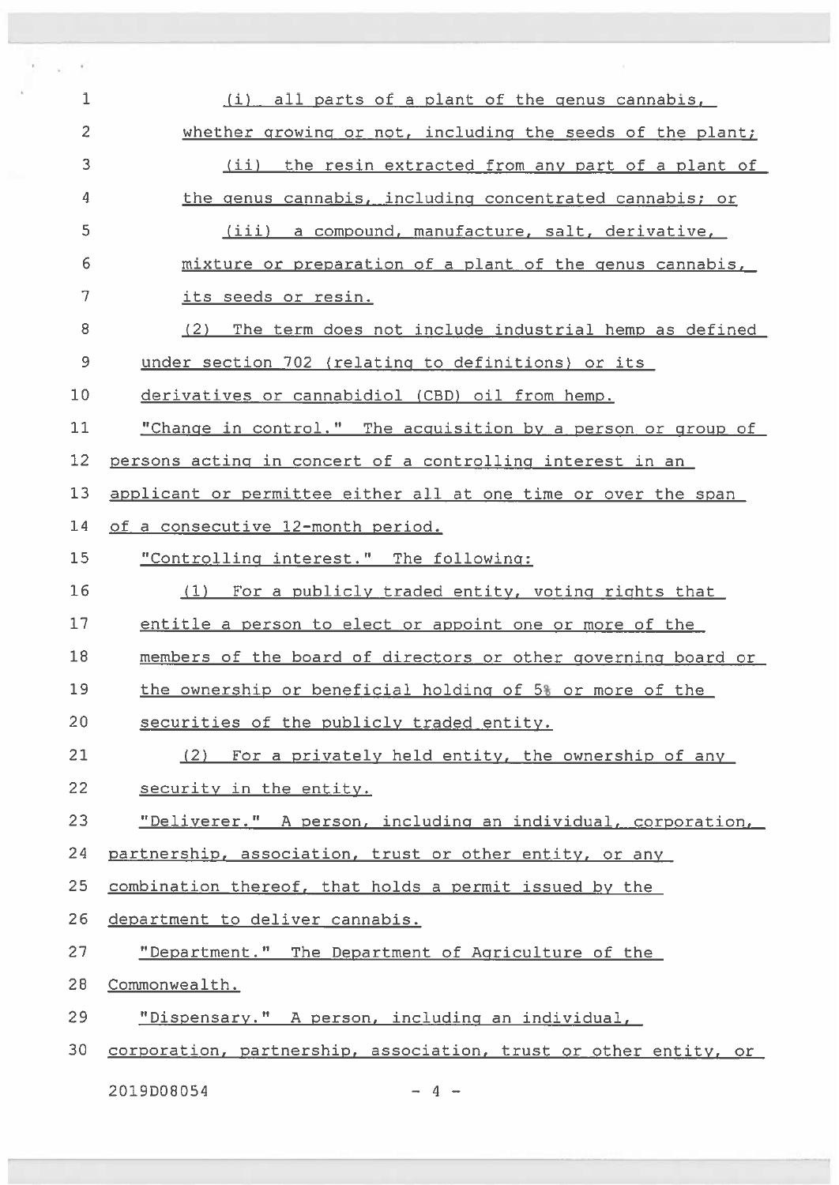(i) all parts of a plant of the genus cannabis, whether growing or not, including the seeds of the plant;

(ii) the resin extracted from any part of a plant of the genus cannabis, including concentrated cannabis; or

(iii) a compound, manufacture, salt, derivative, mixture or preparation of a plant of the genus cannabis, its seeds or resin.

(2) The term does not include industrial hemp as defined under section 702 (relating to definitions) or its derivatives or cannabidiol (CBD) oil from hemp.

"Change in control." The acquisition by a person or group of persons acting in concert of a controlling interest in an applicant or permittee either all at one time or over the span of a consecutive 12-month period.

"Controlling interest." The following:

(1) For a publicly traded entity, voting rights that entitle a person to elect or appoint one or more of the members of the board of directors or other governing board or the ownership or beneficial holding of 5% or more of the securities of the publicly traded entity.

(2) For a privately held entity, the ownership of any security in the entity.

"Deliverer." A person, including an individual, corporation, partnership, association, trust or other entity, or any combination thereof, that holds a permit issued by the department to deliver cannabis.

"Department." The Department of Agriculture of the Commonwealth.

"Dispensary." A person, including an individual, corporation, partnership, association, trust or other entity, or

2019D08054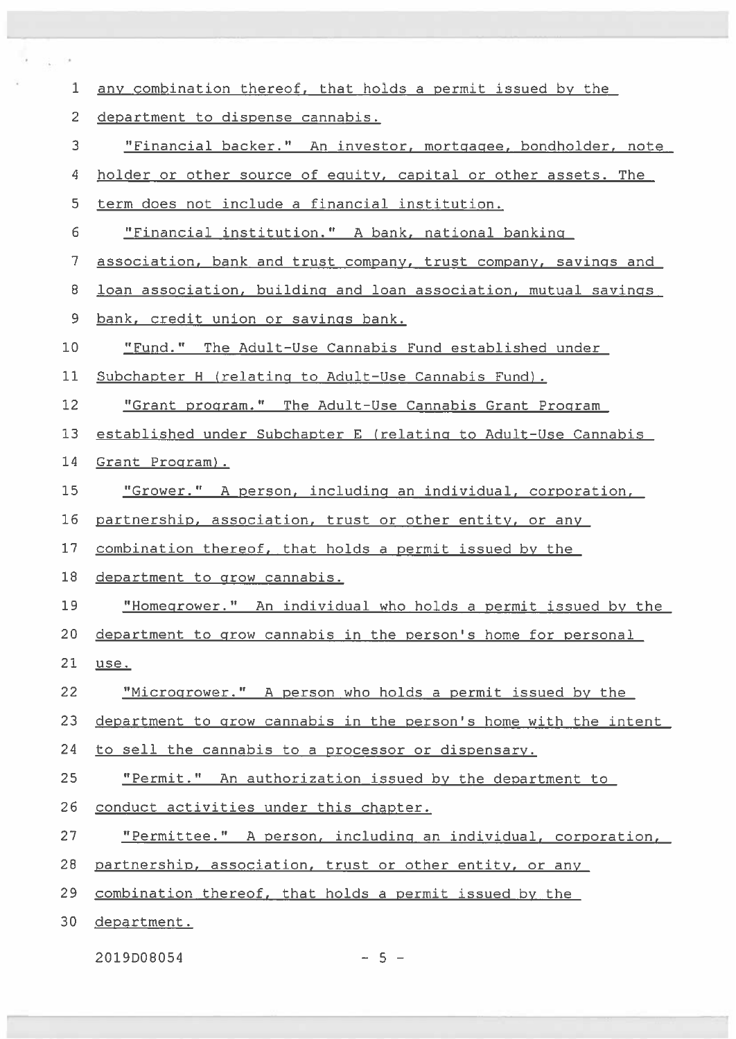any combination thereof, that holds a permit issued by the department to dispense cannabis.

"Financial backer." An investor, mortgagee, bondholder, note holder or other source of equity, capital or other assets. The term does not include a financial institution.

"Financial institution." A bank, national banking association, bank and trust company, trust company, savings and loan association, building and loan association, mutual savings bank, credit union or savings bank.

"Fund." The Adult-Use Cannabis Fund established under Subchapter H (relating to Adult-Use Cannabis Fund).

"Grant program." The Adult-Use Cannabis Grant Program established under Subchapter E (relating to Adult-Use Cannabis Grant Program).

"Grower." A person, including an individual, corporation, partnership, association, trust or other entity, or any combination thereof, that holds a permit issued by the department to grow cannabis.

"Homegrower." An individual who holds a permit issued by the department to grow cannabis in the person's home for personal use.

"Microgrower." A person who holds a permit issued by the department to grow cannabis in the person's home with the intent to sell the cannabis to a processor or dispensary.

"Permit." An authorization issued by the department to conduct activities under this chapter.

"Permittee." A person, including an individual, corporation, partnership, association, trust or other entity, or any combination thereof, that holds a permit issued by the department.

2019D08054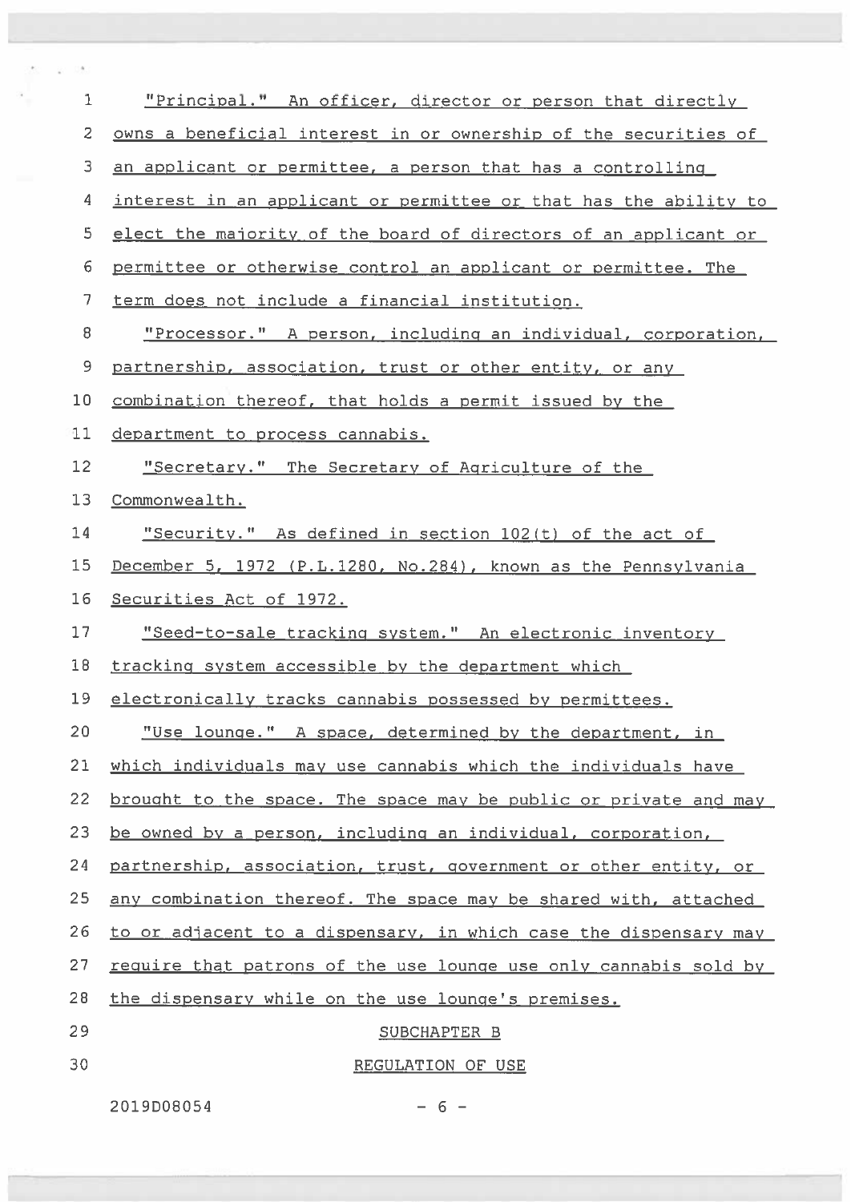"Principal." An officer, director or person that directly owns a beneficial interest in or ownership of the securities of an applicant or permittee, a person that has a controlling interest in an applicant or permittee or that has the ability to elect the majority of the board of directors of an applicant or permittee or otherwise control an applicant or permittee. The term does not include a financial institution.

"Processor." A person, including an individual, corporation, partnership, association, trust or other entity, or any combination thereof, that holds a permit issued by the department to process cannabis.

"Secretary." The Secretary of Agriculture of the Commonwealth.

"Security." As defined in section 102(t) of the act of December 5, 1972 (P.L.1280, No.284), known as the Pennsylvania Securities Act of 1972.

"Seed-to-sale tracking system." An electronic inventory tracking system accessible by the department which electronically tracks cannabis possessed by permittees.

"Use lounge." A space, determined by the department, in which individuals may use cannabis which the individuals have brought to the space. The space may be public or private and may be owned by a person, including an individual, corporation, partnership, association, trust, government or other entity, or any combination thereof. The space may be shared with, attached to or adjacent to a dispensary, in which case the dispensary may require that patrons of the use lounge use only cannabis sold by the dispensary while on the use lounge's premises.

## SUBCHAPTER B

## REGULATION OF USE

2019D08054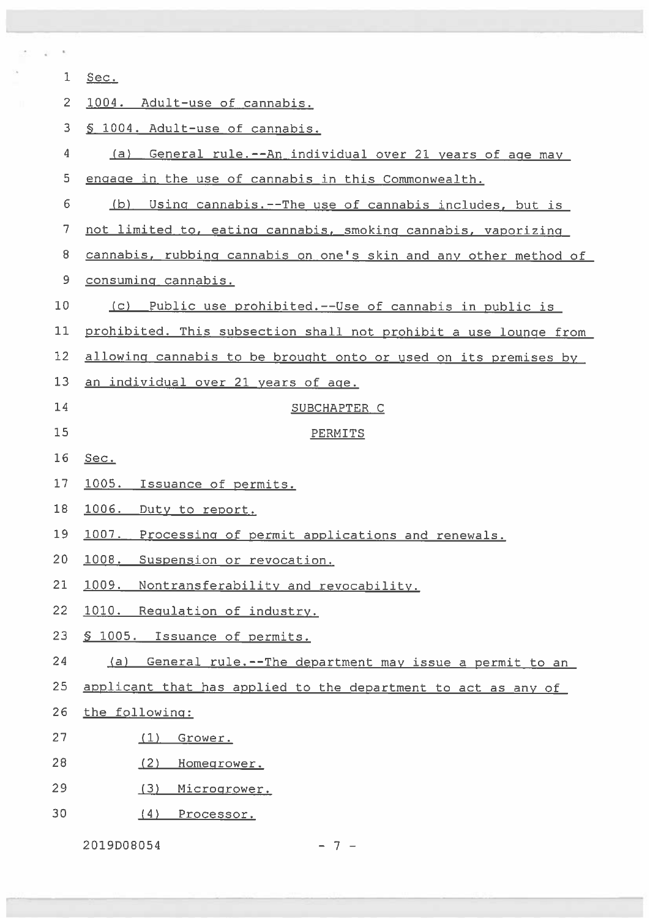Sec.

1004. Adult-use of cannabis.

§ 1004. Adult-use of cannabis.

(a) General rule.--An individual over 21 years of age may engage in the use of cannabis in this Commonwealth.

(b) Using cannabis.--The use of cannabis includes, but is not limited to, eating cannabis, smoking cannabis, vaporizing cannabis, rubbing cannabis on one's skin and any other method of consuming cannabis.

(c) Public use prohibited.--Use of cannabis in public is prohibited. This subsection shall not prohibit a use lounge from allowing cannabis to be brought onto or used on its premises by an individual over 21 years of age.

## SUBCHAPTER C

## PERMITS

Sec.

1005. Issuance of permits.

1006. Duty to report.

1007. Processing of permit applications and renewals.

1008. Suspension or revocation.

1009. Nontransferability and revocability.

1010. Regulation of industry.

§ 1005. Issuance of permits.

(a) General rule.--The department may issue a permit to an applicant that has applied to the department to act as any of the following:

(1) Grower.

(2) Homegrower.

(3) Microgrower.

(4) Processor.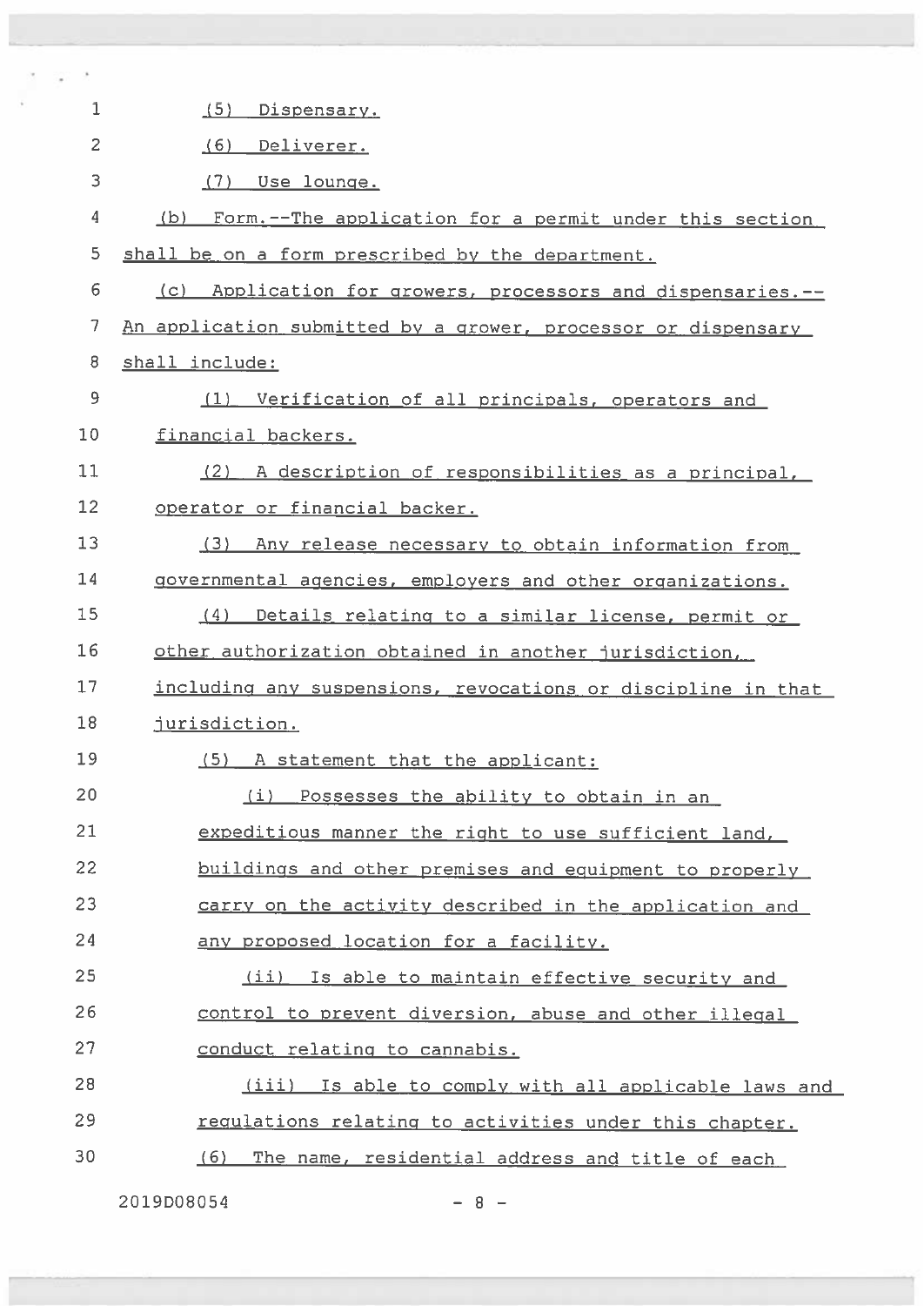(5) Dispensary.

(6) Deliverer.

(7) Use lounge.

(b) Form.--The application for a permit under this section shall be on a form prescribed by the department.

(c) Application for growers, processors and dispensaries.--An application submitted by a grower, processor or dispensary shall include:

(1) Verification of all principals, operators and financial backers.

(2) A description of responsibilities as a principal, operator or financial backer.

(3) Any release necessary to obtain information from governmental agencies, employers and other organizations.

(4) Details relating to a similar license, permit or other authorization obtained in another jurisdiction, including any suspensions, revocations or discipline in that jurisdiction.

(5) A statement that the applicant:

(i) Possesses the ability to obtain in an expeditious manner the right to use sufficient land, buildings and other premises and equipment to properly carry on the activity described in the application and any proposed location for a facility.

(ii) Is able to maintain effective security and control to prevent diversion, abuse and other illegal conduct relating to cannabis.

(iii) Is able to comply with all applicable laws and regulations relating to activities under this chapter.

(6) The name, residential address and title of each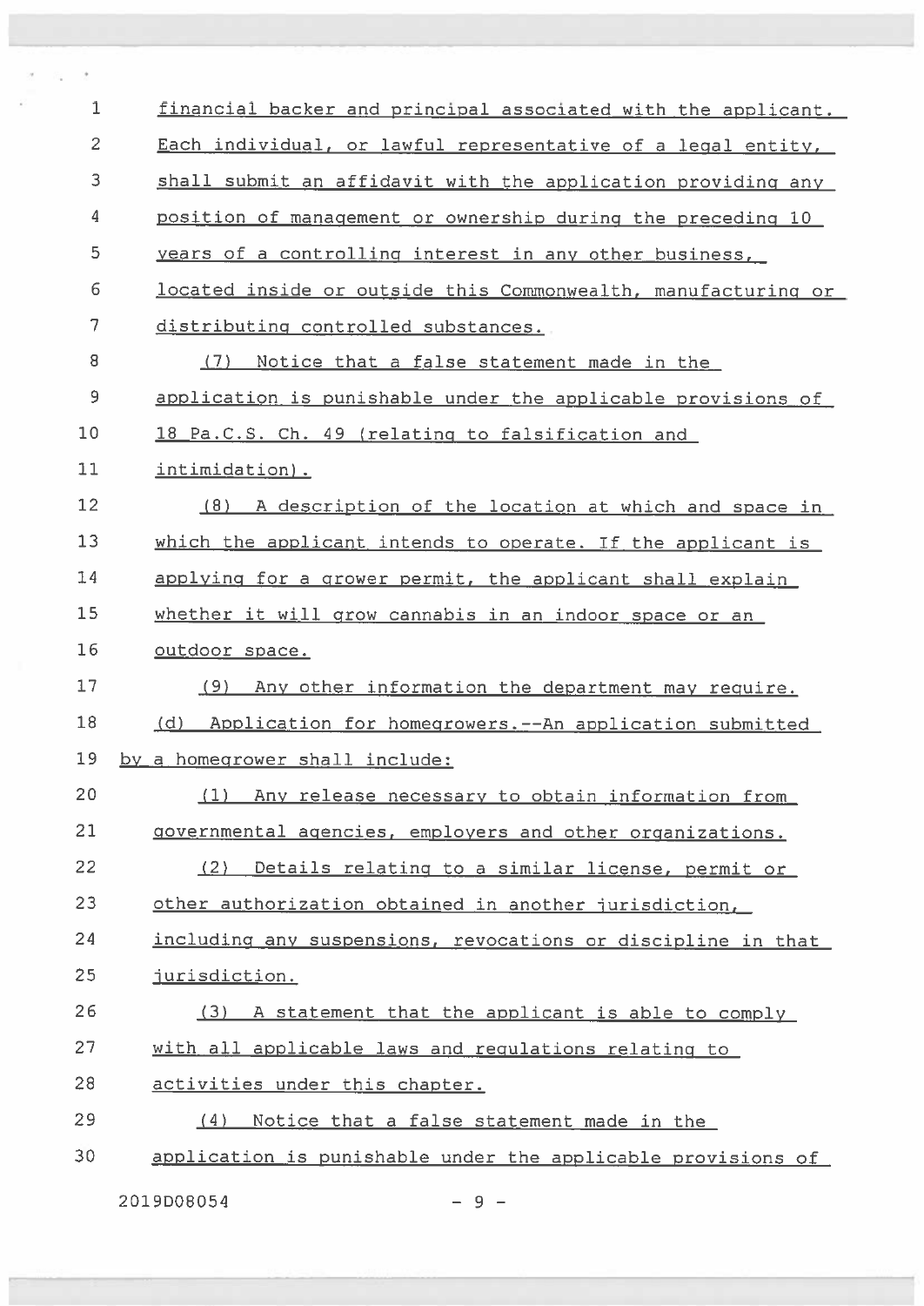financial backer and principal associated with the applicant. Each individual, or lawful representative of a legal entity, shall submit an affidavit with the application providing any position of management or ownership during the preceding 10 years of a controlling interest in any other business, located inside or outside this Commonwealth, manufacturing or distributing controlled substances.

(7) Notice that a false statement made in the application is punishable under the applicable provisions of 18 Pa.C.S. Ch. 49 (relating to falsification and intimidation).

(8) A description of the location at which and space in which the applicant intends to operate. If the applicant is applying for a grower permit, the applicant shall explain whether it will grow cannabis in an indoor space or an outdoor space.

(9) Any other information the department may require.

(d) Application for homegrowers.--An application submitted by a homegrower shall include:

(1) Any release necessary to obtain information from governmental agencies, employers and other organizations.

(2) Details relating to a similar license, permit or other authorization obtained in another jurisdiction, including any suspensions, revocations or discipline in that jurisdiction.

(3) A statement that the applicant is able to comply with all applicable laws and regulations relating to activities under this chapter.

(4) Notice that a false statement made in the application is punishable under the applicable provisions of

2019D08054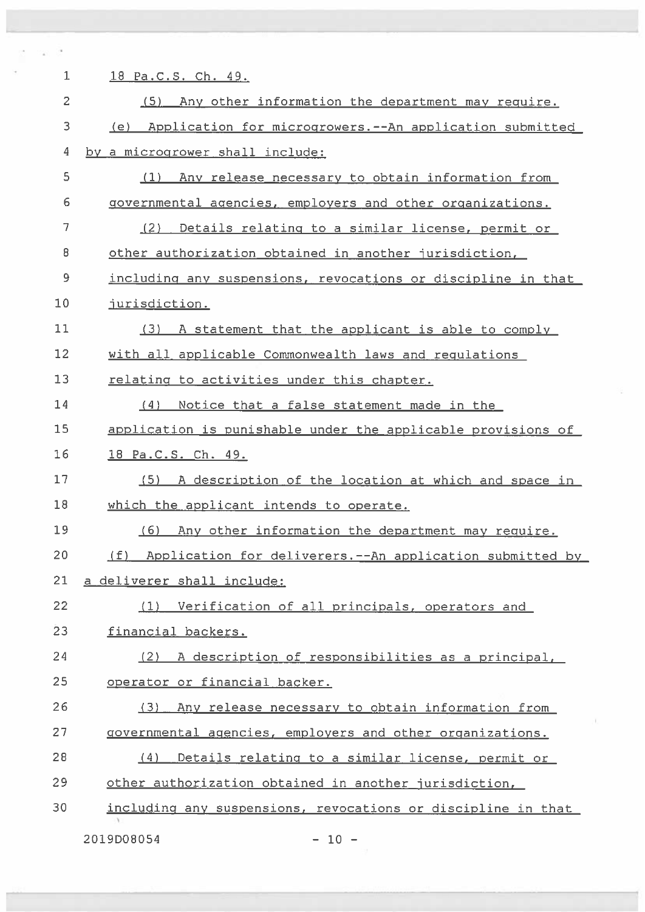18 Pa.C.S. Ch. 49.

(5) Any other information the department may require.

(e) Application for microgrowers.--An application submitted by a microgrower shall include:

(1) Any release necessary to obtain information from governmental agencies, employers and other organizations.

(2) Details relating to a similar license, permit or other authorization obtained in another jurisdiction, including any suspensions, revocations or discipline in that jurisdiction.

(3) A statement that the applicant is able to comply with all applicable Commonwealth laws and regulations relating to activities under this chapter.

(4) Notice that a false statement made in the application is punishable under the applicable provisions of 18 Pa.C.S. Ch. 49.

(5) A description of the location at which and space in which the applicant intends to operate.

(6) Any other information the department may require.

(f) Application for deliverers.--An application submitted by a deliverer shall include:

(1) Verification of all principals, operators and financial backers.

(2) A description of responsibilities as a principal, operator or financial backer.

(3) Any release necessary to obtain information from governmental agencies, employers and other organizations.

(4) Details relating to a similar license, permit or other authorization obtained in another jurisdiction, including any suspensions, revocations or discipline in that

2019D08054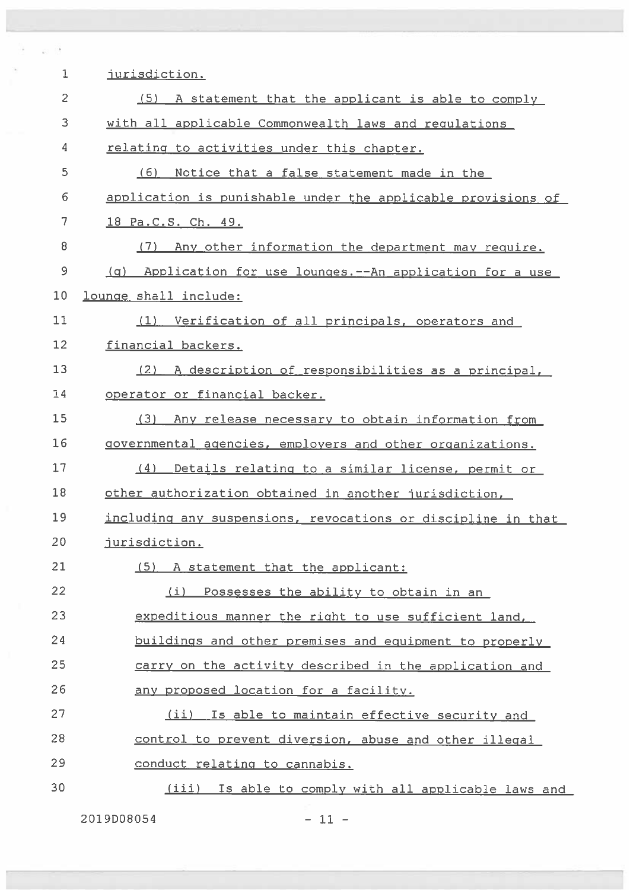jurisdiction.

(5) A statement that the applicant is able to comply with all applicable Commonwealth laws and regulations relating to activities under this chapter.

(6) Notice that a false statement made in the application is punishable under the applicable provisions of 18 Pa.C.S. Ch. 49.

(7) Any other information the department may require.

(g) Application for use lounges.--An application for a use lounge shall include:

(1) Verification of all principals, operators and financial backers.

(2) A description of responsibilities as a principal, operator or financial backer.

(3) Any release necessary to obtain information from governmental agencies, employers and other organizations.

(4) Details relating to a similar license, permit or other authorization obtained in another jurisdiction, including any suspensions, revocations or discipline in that jurisdiction.

(5) A statement that the applicant:

(i) Possesses the ability to obtain in an expeditious manner the right to use sufficient land, buildings and other premises and equipment to properly carry on the activity described in the application and any proposed location for a facility.

(ii) Is able to maintain effective security and control to prevent diversion, abuse and other illegal conduct relating to cannabis.

(iii) Is able to comply with all applicable laws and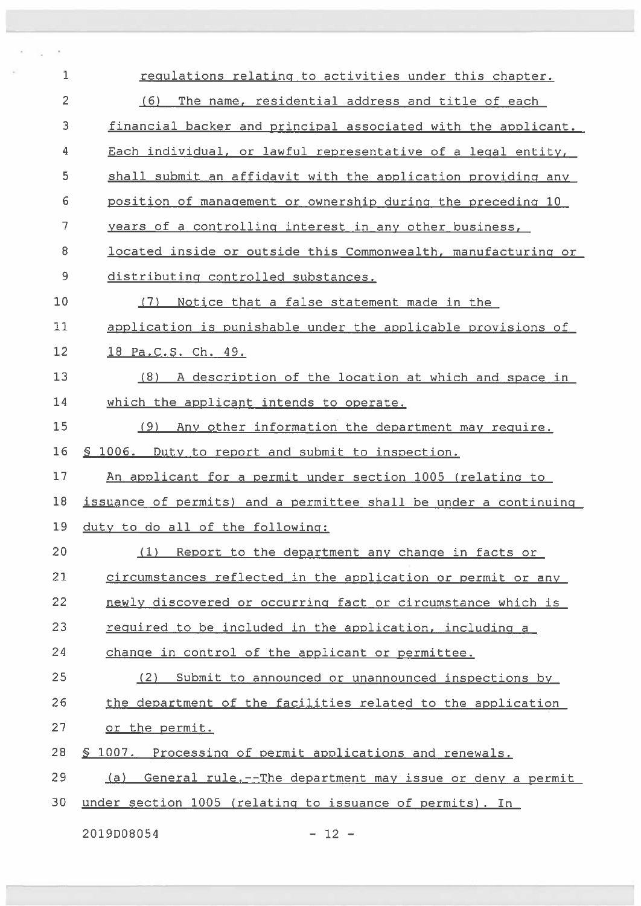regulations relating to activities under this chapter.

(6) The name, residential address and title of each financial backer and principal associated with the applicant. Each individual, or lawful representative of a legal entity, shall submit an affidavit with the application providing any position of management or ownership during the preceding 10 years of a controlling interest in any other business, located inside or outside this Commonwealth, manufacturing or distributing controlled substances.

(7) Notice that a false statement made in the application is punishable under the applicable provisions of 18 Pa.C.S. Ch. 49.

(8) A description of the location at which and space in which the applicant intends to operate.

(9) Any other information the department may require.

§ 1006. Duty to report and submit to inspection.

An applicant for a permit under section 1005 (relating to issuance of permits) and a permittee shall be under a continuing duty to do all of the following:

(1) Report to the department any change in facts or circumstances reflected in the application or permit or any newly discovered or occurring fact or circumstance which is required to be included in the application, including a change in control of the applicant or permittee.

(2) Submit to announced or unannounced inspections by the department of the facilities related to the application or the permit.

§ 1007. Processing of permit applications and renewals.

(a) General rule.--The department may issue or deny a permit under section 1005 (relating to issuance of permits). In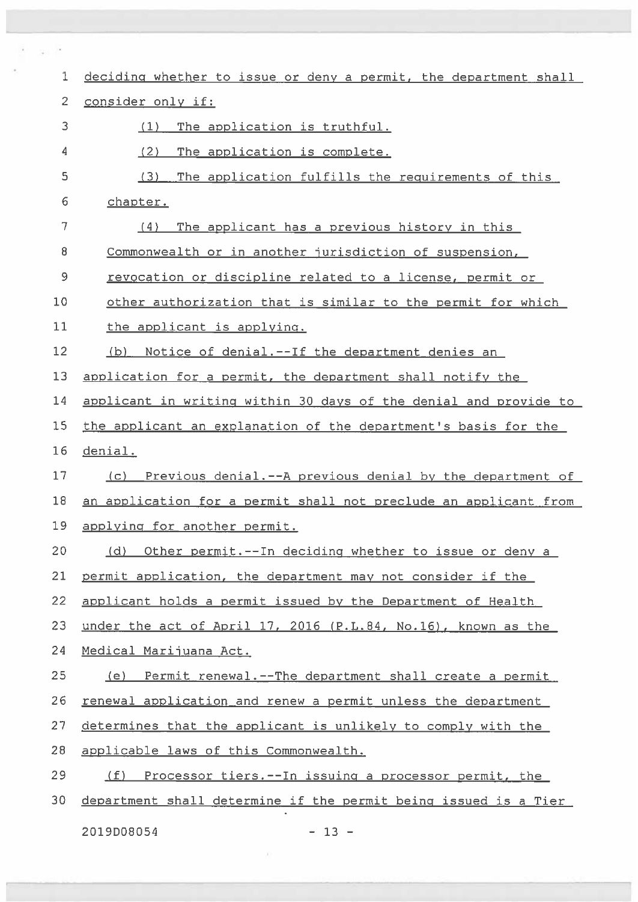deciding whether to issue or deny a permit, the department shall consider only if:

(1) The application is truthful.

(2) The application is complete.

(3) The application fulfills the requirements of this chapter.

(4) The applicant has a previous history in this Commonwealth or in another jurisdiction of suspension, revocation or discipline related to a license, permit or other authorization that is similar to the permit for which the applicant is applying.

(b) Notice of denial.--If the department denies an application for a permit, the department shall notify the applicant in writing within 30 days of the denial and provide to the applicant an explanation of the department's basis for the denial.

(c) Previous denial.--A previous denial by the department of an application for a permit shall not preclude an applicant from applying for another permit.

(d) Other permit.--In deciding whether to issue or deny a permit application, the department may not consider if the applicant holds a permit issued by the Department of Health under the act of April 17, 2016 (P.L.84, No.16), known as the Medical Marijuana Act.

(e) Permit renewal.--The department shall create a permit renewal application and renew a permit unless the department determines that the applicant is unlikely to comply with the applicable laws of this Commonwealth.

(f) Processor tiers.--In issuing a processor permit, the department shall determine if the permit being issued is a Tier

2019D08054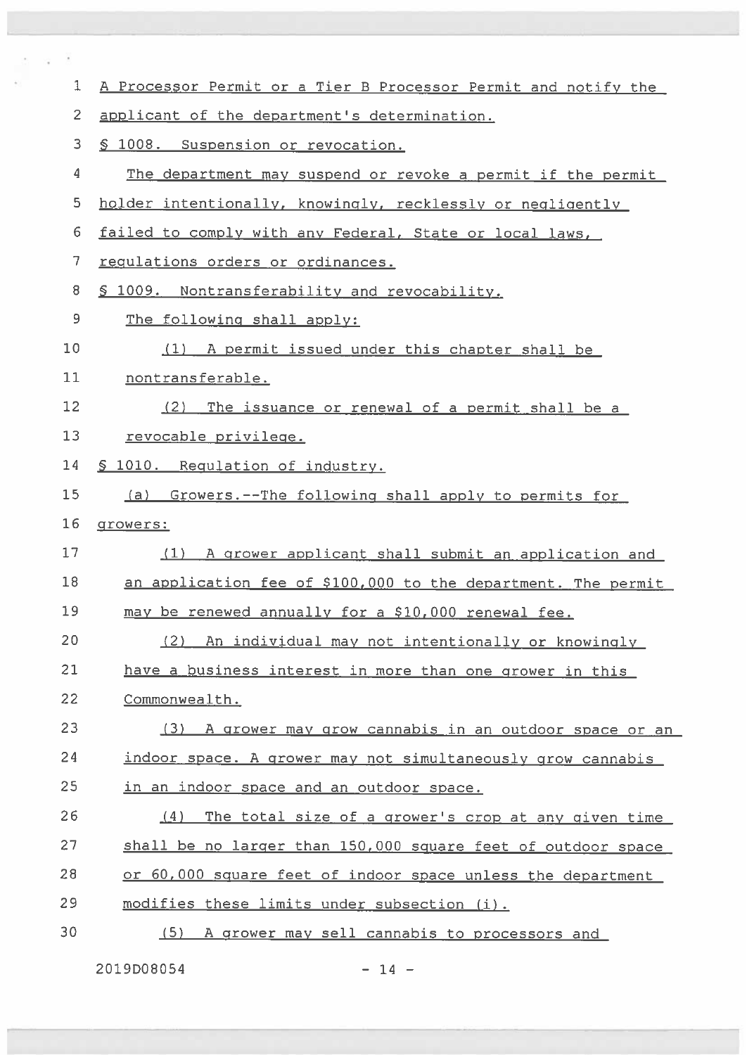A Processor Permit or a Tier B Processor Permit and notify the applicant of the department's determination.

§ 1008. Suspension or revocation.

The department may suspend or revoke a permit if the permit holder intentionally, knowingly, recklessly or negligently failed to comply with any Federal, State or local laws, regulations orders or ordinances.

§ 1009. Nontransferability and revocability.

The following shall apply:

(1) A permit issued under this chapter shall be nontransferable.

(2) The issuance or renewal of a permit shall be a revocable privilege.

§ 1010. Regulation of industry.

(a) Growers.--The following shall apply to permits for growers:

(1) A grower applicant shall submit an application and an application fee of $100,000 to the department. The permit may be renewed annually for a $10,000 renewal fee.

(2) An individual may not intentionally or knowingly have a business interest in more than one grower in this Commonwealth.

(3) A grower may grow cannabis in an outdoor space or an indoor space. A grower may not simultaneously grow cannabis in an indoor space and an outdoor space.

(4) The total size of a grower's crop at any given time shall be no larger than 150,000 square feet of outdoor space or 60,000 square feet of indoor space unless the department modifies these limits under subsection (i).

(5) A grower may sell cannabis to processors and

2019D08054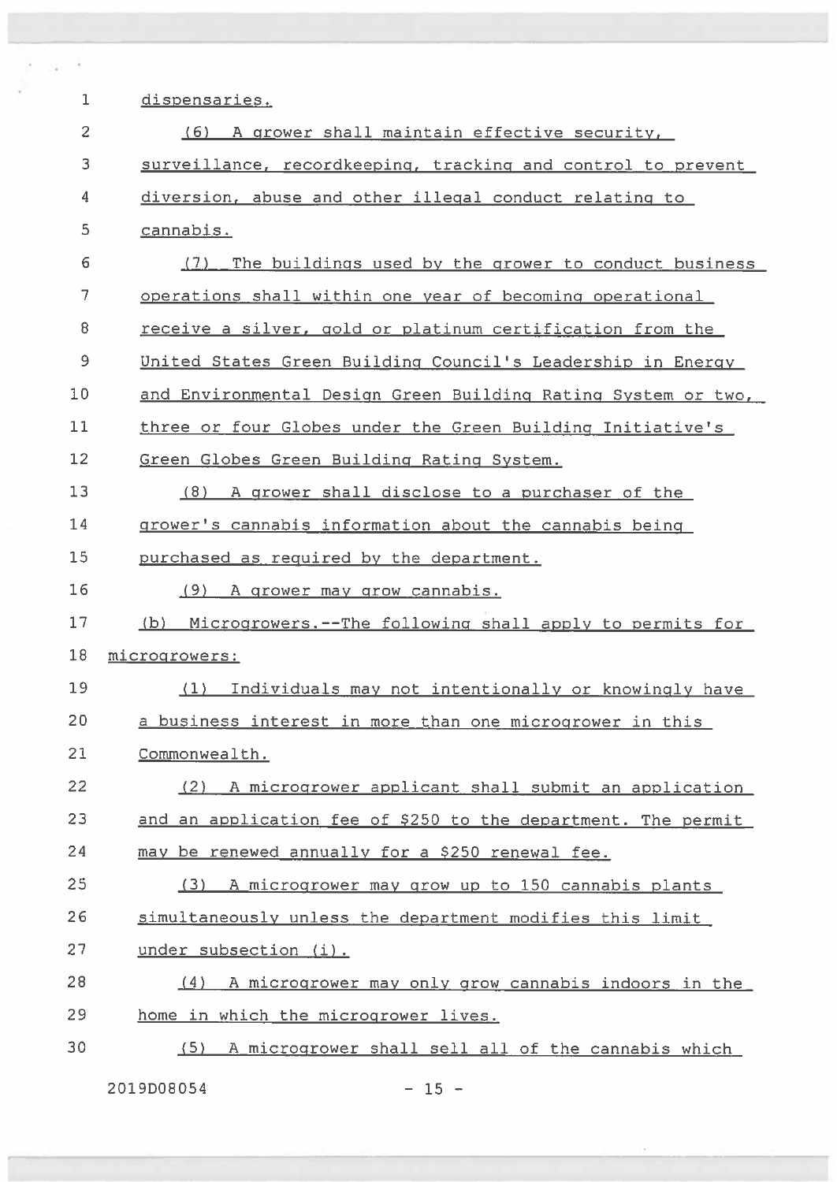dispensaries.

(6) A grower shall maintain effective security, surveillance, recordkeeping, tracking and control to prevent diversion, abuse and other illegal conduct relating to cannabis.

(7) The buildings used by the grower to conduct business operations shall within one year of becoming operational receive a silver, gold or platinum certification from the United States Green Building Council's Leadership in Energy and Environmental Design Green Building Rating System or two, three or four Globes under the Green Building Initiative's Green Globes Green Building Rating System.

(8) A grower shall disclose to a purchaser of the grower's cannabis information about the cannabis being purchased as required by the department.

(9) A grower may grow cannabis.

(b) Microgrowers.--The following shall apply to permits for microgrowers:

(1) Individuals may not intentionally or knowingly have a business interest in more than one microgrower in this Commonwealth.

(2) A microgrower applicant shall submit an application and an application fee of $250 to the department. The permit may be renewed annually for a $250 renewal fee.

(3) A microgrower may grow up to 150 cannabis plants simultaneously unless the department modifies this limit under subsection (i).

(4) A microgrower may only grow cannabis indoors in the home in which the microgrower lives.

(5) A microgrower shall sell all of the cannabis which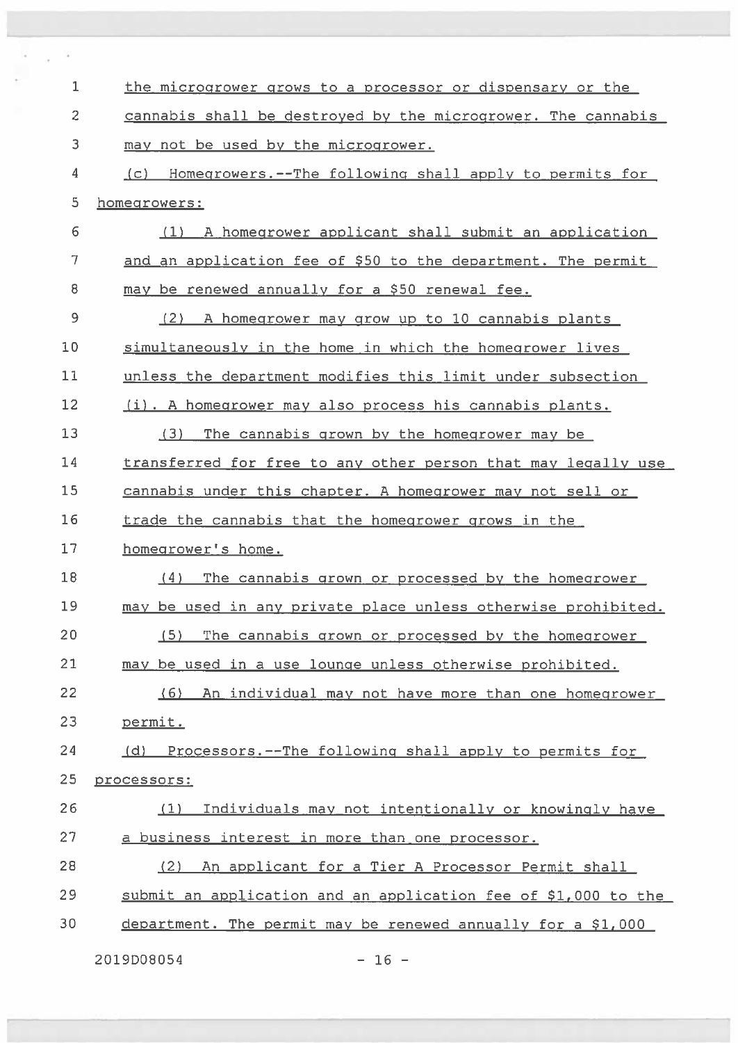the micrograwer grows to a processor or dispensary or the cannabis shall be destroyed by the micrograwer. The cannabis may not be used by the micrograwer.

(c) Homegrowers.--The following shall apply to permits for homegrowers:

(1) A homegrower applicant shall submit an application and an application fee of $50 to the department. The permit may be renewed annually for a $50 renewal fee.

(2) A homegrower may grow up to 10 cannabis plants simultaneously in the home in which the homegrower lives unless the department modifies this limit under subsection (i). A homegrower may also process his cannabis plants.

(3) The cannabis grown by the homegrower may be transferred for free to any other person that may legally use cannabis under this chapter. A homegrower may not sell or trade the cannabis that the homegrower grows in the homegrower's home.

(4) The cannabis grown or processed by the homegrower may be used in any private place unless otherwise prohibited.

(5) The cannabis grown or processed by the homegrower may be used in a use lounge unless otherwise prohibited.

(6) An individual may not have more than one homegrower permit.

(d) Processors.--The following shall apply to permits for processors:

(1) Individuals may not intentionally or knowingly have a business interest in more than one processor.

(2) An applicant for a Tier A Processor Permit shall submit an application and an application fee of $1,000 to the department. The permit may be renewed annually for a $1,000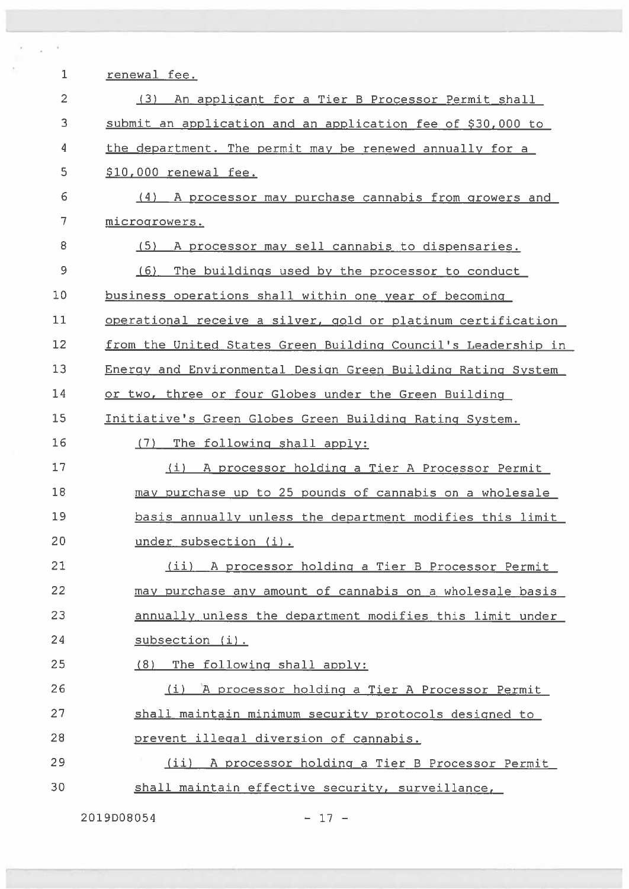renewal fee.

(3) An applicant for a Tier B Processor Permit shall submit an application and an application fee of $30,000 to the department. The permit may be renewed annually for a $10,000 renewal fee.

(4) A processor may purchase cannabis from growers and microgrowers.

(5) A processor may sell cannabis to dispensaries.

(6) The buildings used by the processor to conduct business operations shall within one year of becoming operational receive a silver, gold or platinum certification from the United States Green Building Council's Leadership in Energy and Environmental Design Green Building Rating System or two, three or four Globes under the Green Building Initiative's Green Globes Green Building Rating System.

(7) The following shall apply:

(i) A processor holding a Tier A Processor Permit may purchase up to 25 pounds of cannabis on a wholesale basis annually unless the department modifies this limit under subsection (i).

(ii) A processor holding a Tier B Processor Permit may purchase any amount of cannabis on a wholesale basis annually unless the department modifies this limit under subsection (i).

(8) The following shall apply:

(i) A processor holding a Tier A Processor Permit shall maintain minimum security protocols designed to prevent illegal diversion of cannabis.

(ii) A processor holding a Tier B Processor Permit shall maintain effective security, surveillance,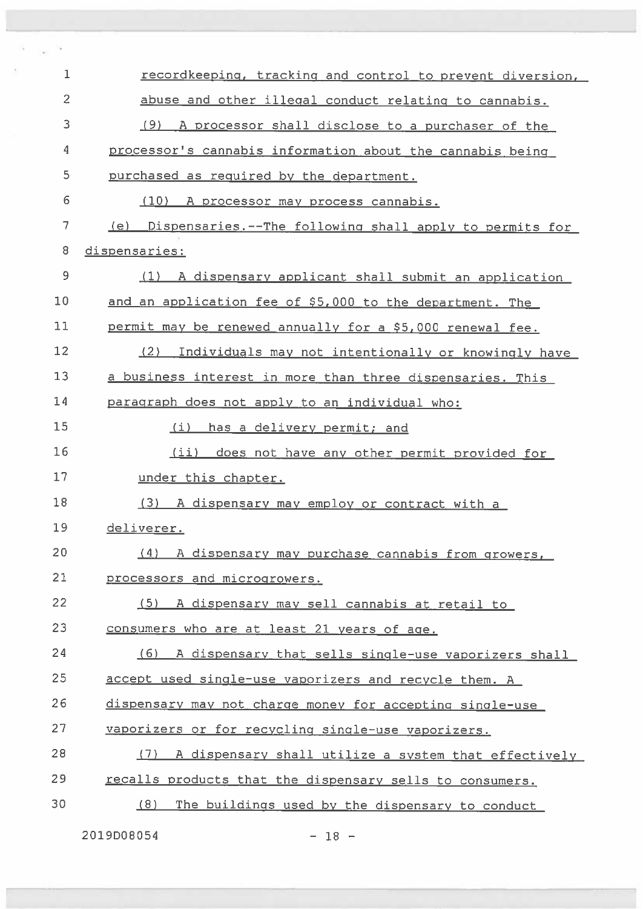recordkeeping, tracking and control to prevent diversion, abuse and other illegal conduct relating to cannabis.

(9) A processor shall disclose to a purchaser of the processor's cannabis information about the cannabis being purchased as required by the department.

(10) A processor may process cannabis.

(e) Dispensaries.--The following shall apply to permits for dispensaries:

(1) A dispensary applicant shall submit an application and an application fee of $5,000 to the department. The permit may be renewed annually for a $5,000 renewal fee.

(2) Individuals may not intentionally or knowingly have a business interest in more than three dispensaries. This paragraph does not apply to an individual who:

(i) has a delivery permit; and

(ii) does not have any other permit provided for under this chapter.

(3) A dispensary may employ or contract with a deliverer.

(4) A dispensary may purchase cannabis from growers, processors and microgrowers.

(5) A dispensary may sell cannabis at retail to consumers who are at least 21 years of age.

(6) A dispensary that sells single-use vaporizers shall accept used single-use vaporizers and recycle them. A dispensary may not charge money for accepting single-use vaporizers or for recycling single-use vaporizers.

(7) A dispensary shall utilize a system that effectively recalls products that the dispensary sells to consumers.

(8) The buildings used by the dispensary to conduct

2019D08054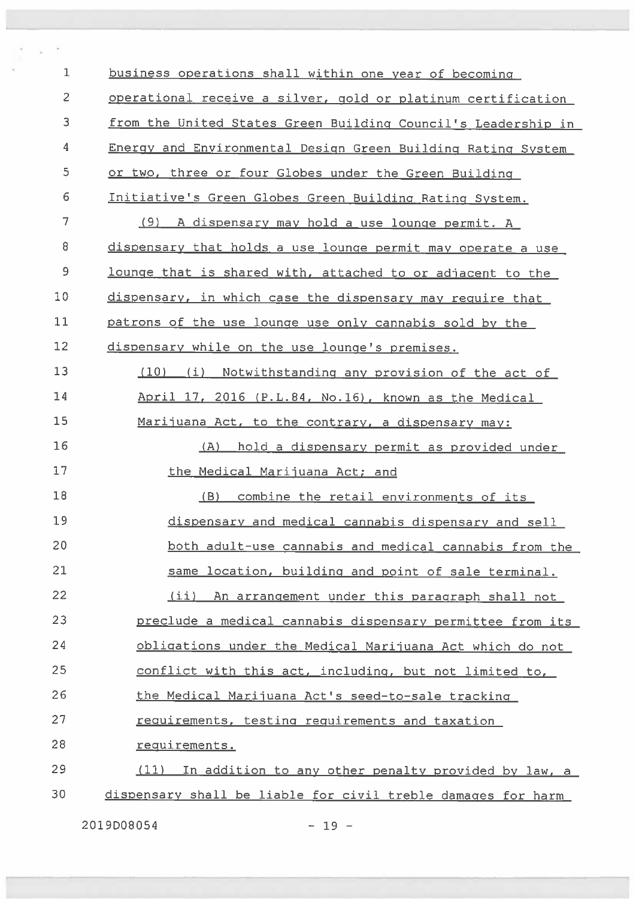business operations shall within one year of becoming operational receive a silver, gold or platinum certification from the United States Green Building Council's Leadership in Energy and Environmental Design Green Building Rating System or two, three or four Globes under the Green Building Initiative's Green Globes Green Building Rating System.

(9) A dispensary may hold a use lounge permit. A dispensary that holds a use lounge permit may operate a use lounge that is shared with, attached to or adjacent to the dispensary, in which case the dispensary may require that patrons of the use lounge use only cannabis sold by the dispensary while on the use lounge's premises.

(10) (i) Notwithstanding any provision of the act of April 17, 2016 (P.L.84, No.16), known as the Medical Marijuana Act, to the contrary, a dispensary may:

(A) hold a dispensary permit as provided under the Medical Marijuana Act; and

(B) combine the retail environments of its dispensary and medical cannabis dispensary and sell both adult-use cannabis and medical cannabis from the same location, building and point of sale terminal.

(ii) An arrangement under this paragraph shall not preclude a medical cannabis dispensary permittee from its obligations under the Medical Marijuana Act which do not conflict with this act, including, but not limited to, the Medical Marijuana Act's seed-to-sale tracking requirements, testing requirements and taxation requirements.

(11) In addition to any other penalty provided by law, a dispensary shall be liable for civil treble damages for harm

2019D08054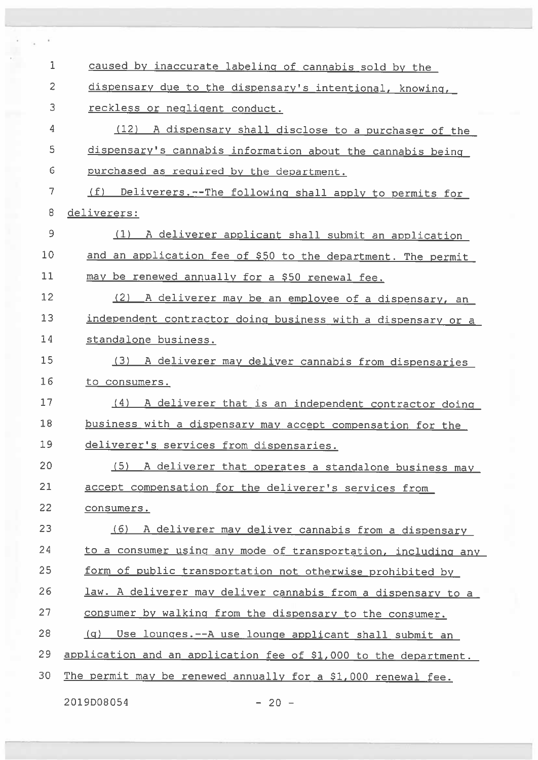caused by inaccurate labeling of cannabis sold by the dispensary due to the dispensary's intentional, knowing, reckless or negligent conduct.

(12) A dispensary shall disclose to a purchaser of the dispensary's cannabis information about the cannabis being purchased as required by the department.

(f) Deliverers.--The following shall apply to permits for deliverers:

(1) A deliverer applicant shall submit an application and an application fee of $50 to the department. The permit may be renewed annually for a $50 renewal fee.

(2) A deliverer may be an employee of a dispensary, an independent contractor doing business with a dispensary or a standalone business.

(3) A deliverer may deliver cannabis from dispensaries to consumers.

(4) A deliverer that is an independent contractor doing business with a dispensary may accept compensation for the deliverer's services from dispensaries.

(5) A deliverer that operates a standalone business may accept compensation for the deliverer's services from consumers.

(6) A deliverer may deliver cannabis from a dispensary to a consumer using any mode of transportation, including any form of public transportation not otherwise prohibited by law. A deliverer may deliver cannabis from a dispensary to a consumer by walking from the dispensary to the consumer.

(g) Use lounges.--A use lounge applicant shall submit an application and an application fee of $1,000 to the department. The permit may be renewed annually for a $1,000 renewal fee.

2019D08054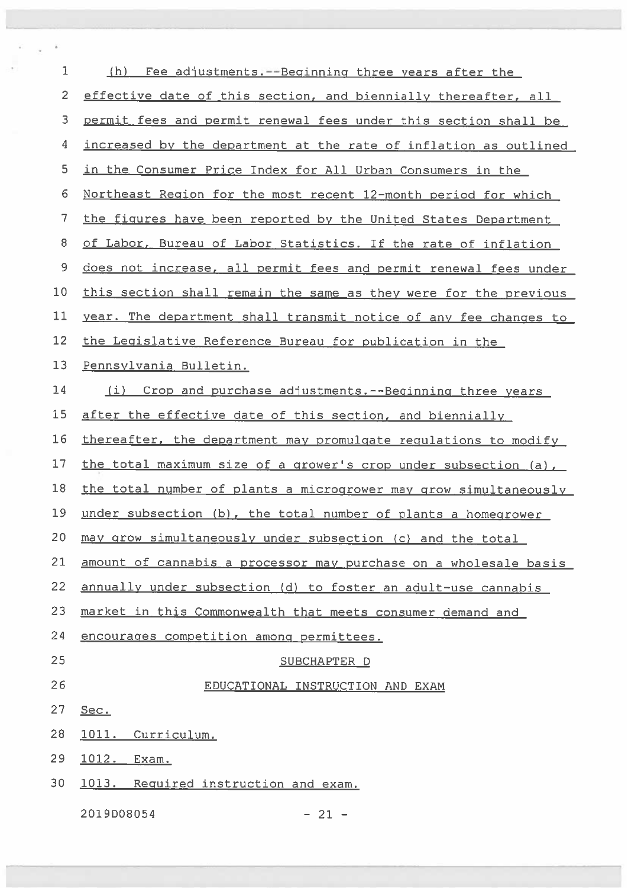(h) Fee adjustments.--Beginning three years after the effective date of this section, and biennially thereafter, all permit fees and permit renewal fees under this section shall be increased by the department at the rate of inflation as outlined in the Consumer Price Index for All Urban Consumers in the Northeast Region for the most recent 12-month period for which the figures have been reported by the United States Department of Labor, Bureau of Labor Statistics. If the rate of inflation does not increase, all permit fees and permit renewal fees under this section shall remain the same as they were for the previous year. The department shall transmit notice of any fee changes to the Legislative Reference Bureau for publication in the Pennsylvania Bulletin.

(i) Crop and purchase adjustments.--Beginning three years after the effective date of this section, and biennially thereafter, the department may promulgate regulations to modify the total maximum size of a grower's crop under subsection (a), the total number of plants a microgrower may grow simultaneously under subsection (b), the total number of plants a homegrower may grow simultaneously under subsection (c) and the total amount of cannabis a processor may purchase on a wholesale basis annually under subsection (d) to foster an adult-use cannabis market in this Commonwealth that meets consumer demand and encourages competition among permittees.

## SUBCHAPTER D

## EDUCATIONAL INSTRUCTION AND EXAM

Sec.

1011. Curriculum.

1012. Exam.

1013. Required instruction and exam.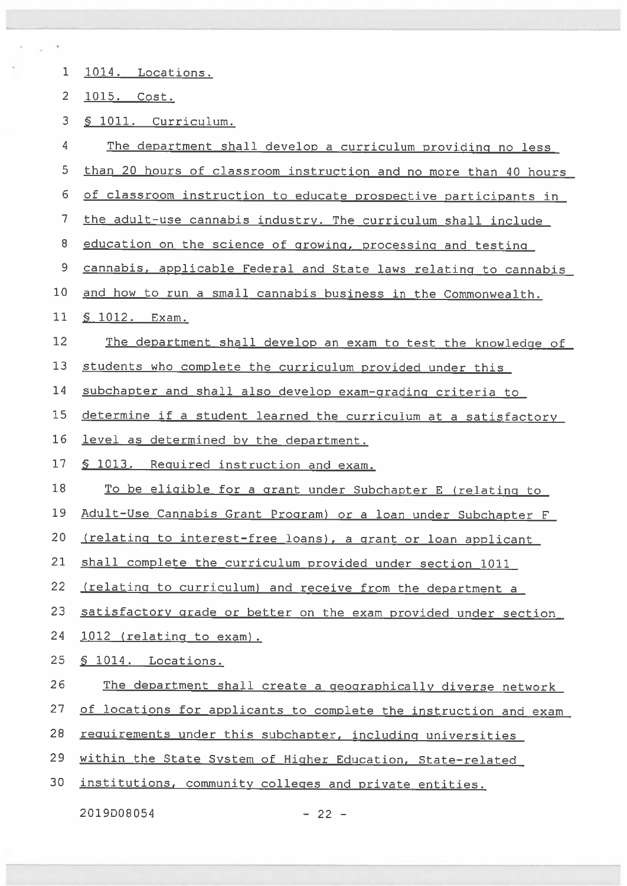1014. Locations.

1015. Cost.

§ 1011. Curriculum.

The department shall develop a curriculum providing no less than 20 hours of classroom instruction and no more than 40 hours of classroom instruction to educate prospective participants in the adult-use cannabis industry. The curriculum shall include education on the science of growing, processing and testing cannabis, applicable Federal and State laws relating to cannabis and how to run a small cannabis business in the Commonwealth.

§ 1012. Exam.

The department shall develop an exam to test the knowledge of students who complete the curriculum provided under this subchapter and shall also develop exam-grading criteria to determine if a student learned the curriculum at a satisfactory level as determined by the department.

§ 1013. Required instruction and exam.

To be eligible for a grant under Subchapter E (relating to Adult-Use Cannabis Grant Program) or a loan under Subchapter F (relating to interest-free loans), a grant or loan applicant shall complete the curriculum provided under section 1011 (relating to curriculum) and receive from the department a satisfactory grade or better on the exam provided under section 1012 (relating to exam).

§ 1014. Locations.

The department shall create a geographically diverse network of locations for applicants to complete the instruction and exam requirements under this subchapter, including universities within the State System of Higher Education, State-related institutions, community colleges and private entities.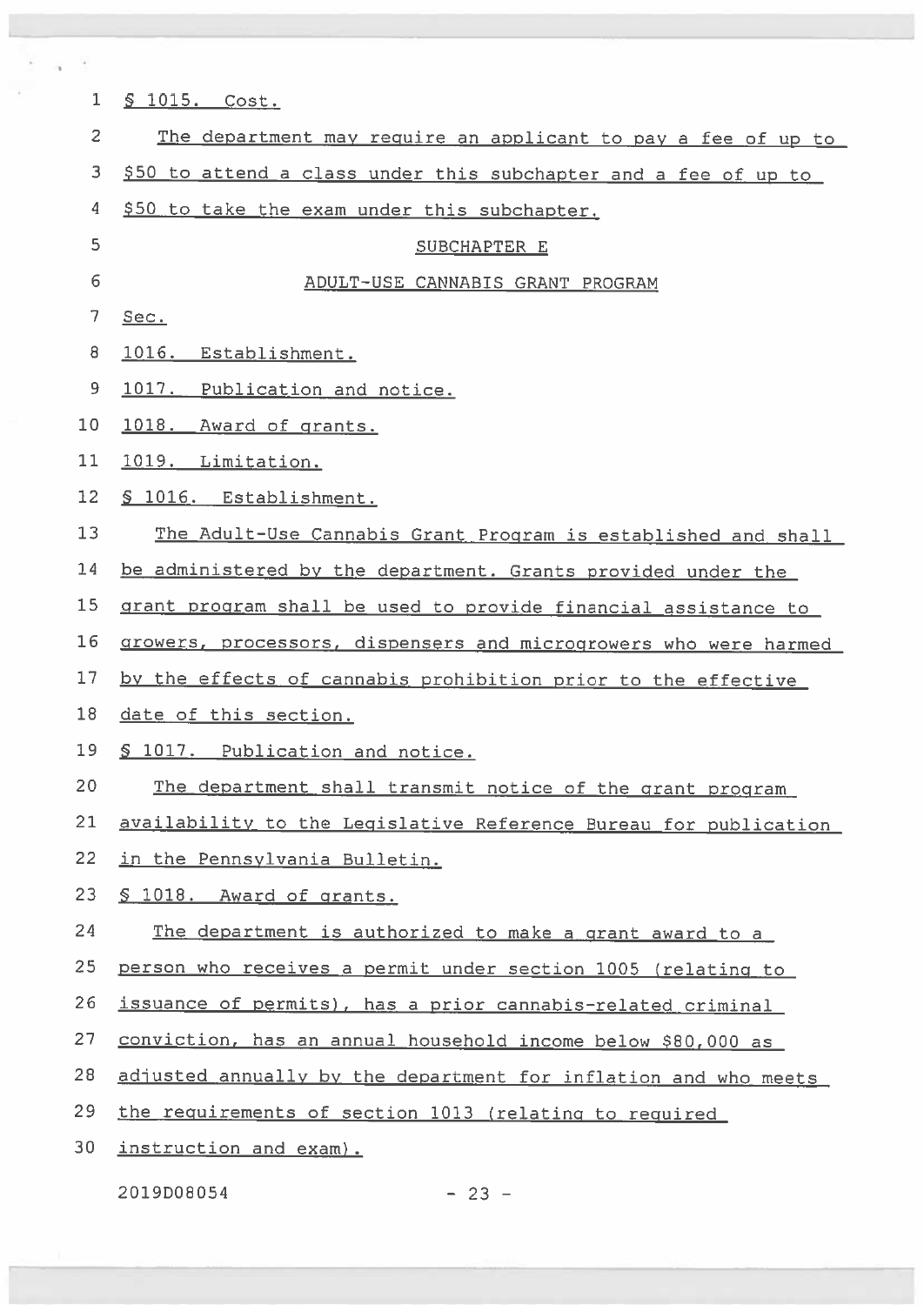§ 1015. Cost.

The department may require an applicant to pay a fee of up to $50 to attend a class under this subchapter and a fee of up to $50 to take the exam under this subchapter.

SUBCHAPTER E

ADULT-USE CANNABIS GRANT PROGRAM

Sec.

1016. Establishment.

1017. Publication and notice.

1018. Award of grants.

1019. Limitation.

§ 1016. Establishment.

The Adult-Use Cannabis Grant Program is established and shall be administered by the department. Grants provided under the grant program shall be used to provide financial assistance to growers, processors, dispensers and microgrowers who were harmed by the effects of cannabis prohibition prior to the effective date of this section.

§ 1017. Publication and notice.

The department shall transmit notice of the grant program availability to the Legislative Reference Bureau for publication in the Pennsylvania Bulletin.

§ 1018. Award of grants.

The department is authorized to make a grant award to a person who receives a permit under section 1005 (relating to issuance of permits), has a prior cannabis-related criminal conviction, has an annual household income below $80,000 as adjusted annually by the department for inflation and who meets the requirements of section 1013 (relating to required instruction and exam).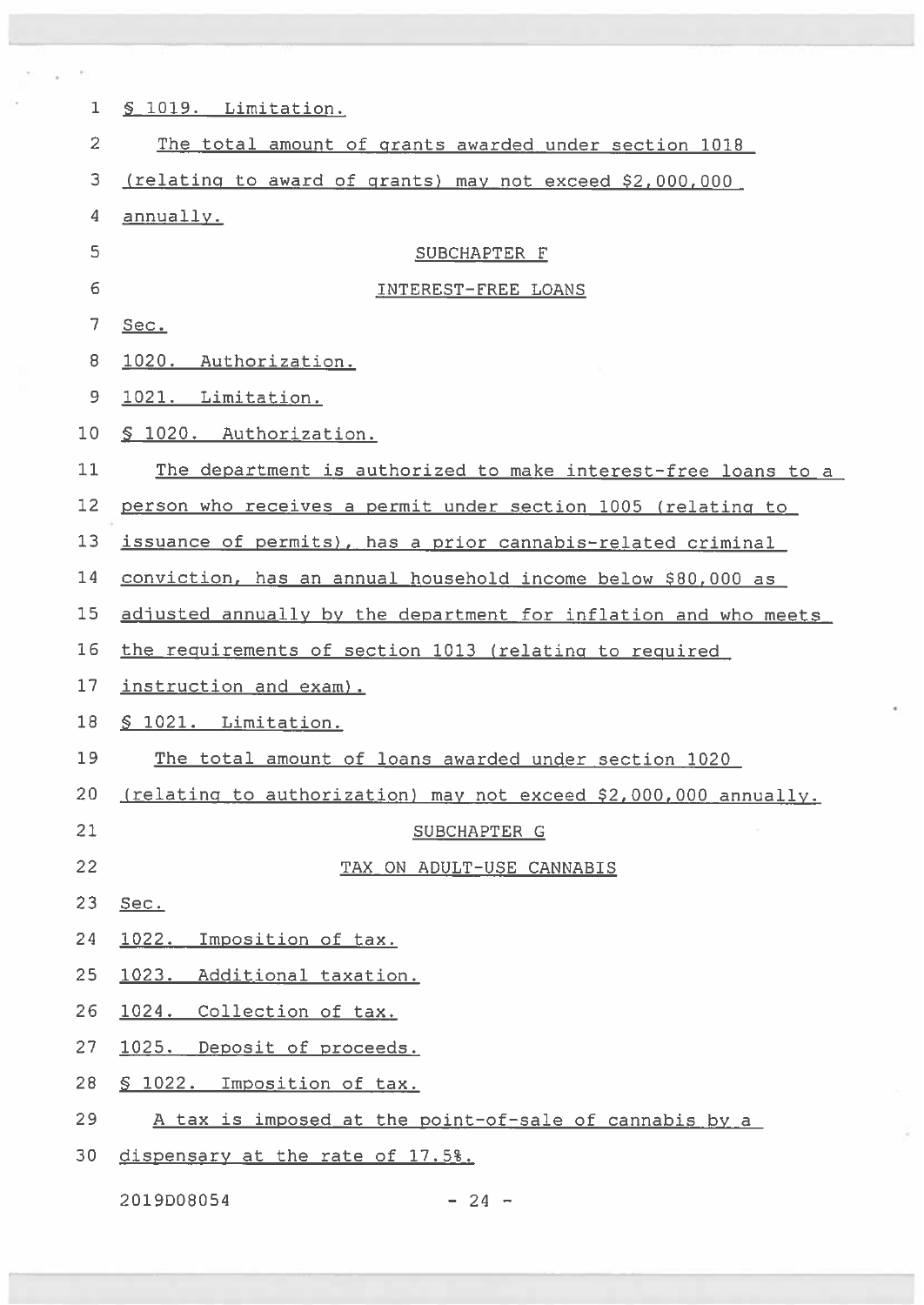§ 1019. Limitation.

The total amount of grants awarded under section 1018 (relating to award of grants) may not exceed $2,000,000 annually.

SUBCHAPTER F

INTEREST-FREE LOANS

Sec.

1020. Authorization.

1021. Limitation.

§ 1020. Authorization.

The department is authorized to make interest-free loans to a person who receives a permit under section 1005 (relating to issuance of permits), has a prior cannabis-related criminal conviction, has an annual household income below $80,000 as adjusted annually by the department for inflation and who meets the requirements of section 1013 (relating to required instruction and exam).

§ 1021. Limitation.

The total amount of loans awarded under section 1020 (relating to authorization) may not exceed $2,000,000 annually.

SUBCHAPTER G

TAX ON ADULT-USE CANNABIS

Sec.

1022. Imposition of tax.

1023. Additional taxation.

1024. Collection of tax.

1025. Deposit of proceeds.

§ 1022. Imposition of tax.

A tax is imposed at the point-of-sale of cannabis by a dispensary at the rate of 17.5%.

2019D08054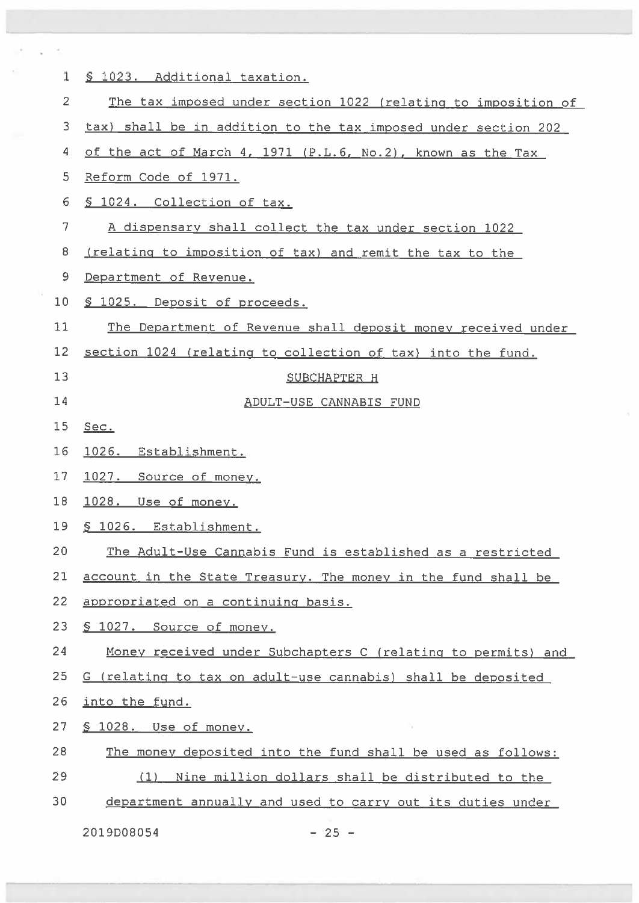§ 1023. Additional taxation.

The tax imposed under section 1022 (relating to imposition of tax) shall be in addition to the tax imposed under section 202 of the act of March 4, 1971 (P.L.6, No.2), known as the Tax Reform Code of 1971.

§ 1024. Collection of tax.

A dispensary shall collect the tax under section 1022 (relating to imposition of tax) and remit the tax to the Department of Revenue.

§ 1025. Deposit of proceeds.

The Department of Revenue shall deposit money received under section 1024 (relating to collection of tax) into the fund.

SUBCHAPTER H

ADULT-USE CANNABIS FUND

Sec.

1026. Establishment.

1027. Source of money.

1028. Use of money.

§ 1026. Establishment.

The Adult-Use Cannabis Fund is established as a restricted account in the State Treasury. The money in the fund shall be appropriated on a continuing basis.

§ 1027. Source of money.

Money received under Subchapters C (relating to permits) and G (relating to tax on adult-use cannabis) shall be deposited into the fund.

§ 1028. Use of money.

The money deposited into the fund shall be used as follows:

(1) Nine million dollars shall be distributed to the department annually and used to carry out its duties under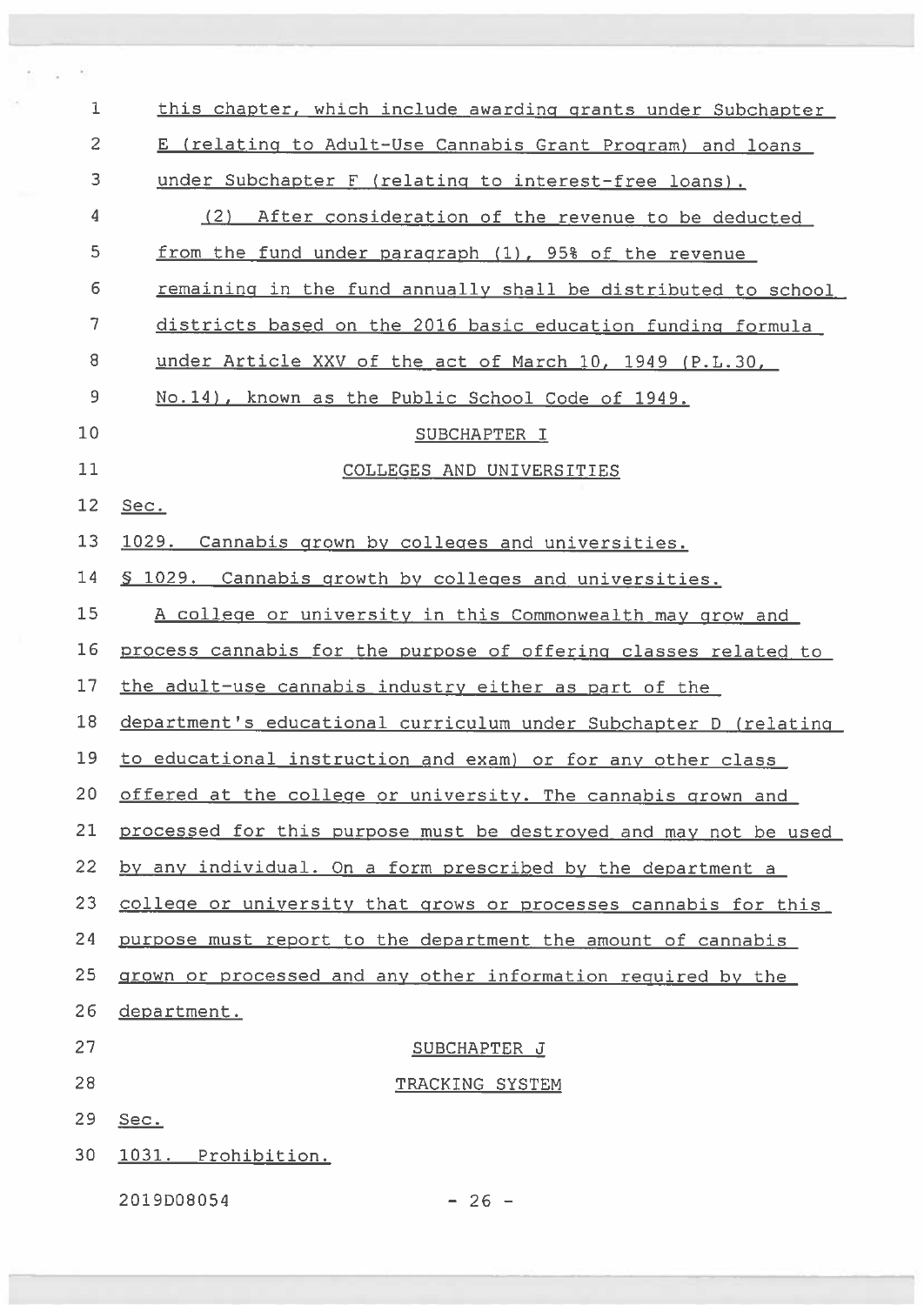this chapter, which include awarding grants under Subchapter E (relating to Adult-Use Cannabis Grant Program) and loans under Subchapter F (relating to interest-free loans).

(2) After consideration of the revenue to be deducted from the fund under paragraph (1), 95% of the revenue remaining in the fund annually shall be distributed to school districts based on the 2016 basic education funding formula under Article XXV of the act of March 10, 1949 (P.L.30, No.14), known as the Public School Code of 1949.

SUBCHAPTER I

COLLEGES AND UNIVERSITIES

Sec.

1029. Cannabis grown by colleges and universities.

§ 1029. Cannabis growth by colleges and universities.

A college or university in this Commonwealth may grow and process cannabis for the purpose of offering classes related to the adult-use cannabis industry either as part of the department's educational curriculum under Subchapter D (relating to educational instruction and exam) or for any other class offered at the college or university. The cannabis grown and processed for this purpose must be destroyed and may not be used by any individual. On a form prescribed by the department a college or university that grows or processes cannabis for this purpose must report to the department the amount of cannabis grown or processed and any other information required by the department.

SUBCHAPTER J

TRACKING SYSTEM

Sec.

1031. Prohibition.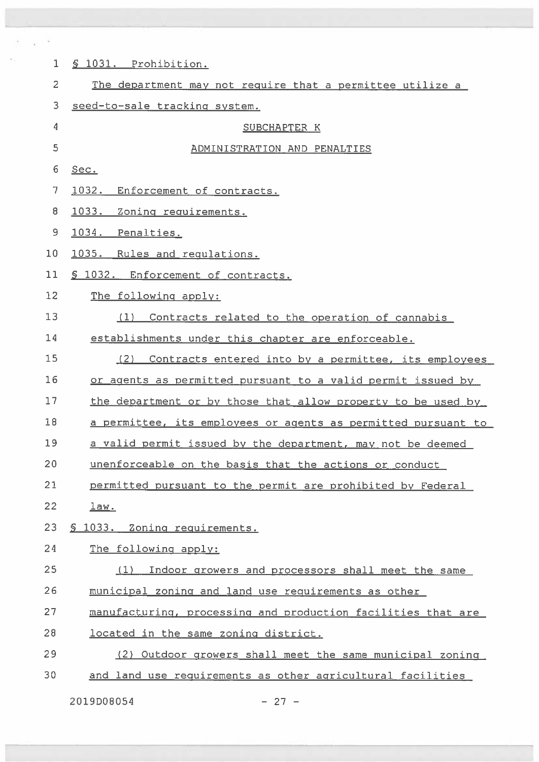§ 1031. Prohibition.

The department may not require that a permittee utilize a seed-to-sale tracking system.

SUBCHAPTER K

ADMINISTRATION AND PENALTIES

Sec.

1032. Enforcement of contracts.

1033. Zoning requirements.

1034. Penalties.

1035. Rules and regulations.

§ 1032. Enforcement of contracts.

The following apply:

(1) Contracts related to the operation of cannabis establishments under this chapter are enforceable.

(2) Contracts entered into by a permittee, its employees or agents as permitted pursuant to a valid permit issued by the department or by those that allow property to be used by a permittee, its employees or agents as permitted pursuant to a valid permit issued by the department, may not be deemed unenforceable on the basis that the actions or conduct permitted pursuant to the permit are prohibited by Federal law.

§ 1033. Zoning requirements.

The following apply:

(1) Indoor growers and processors shall meet the same municipal zoning and land use requirements as other manufacturing, processing and production facilities that are located in the same zoning district.

(2) Outdoor growers shall meet the same municipal zoning and land use requirements as other agricultural facilities

2019D08054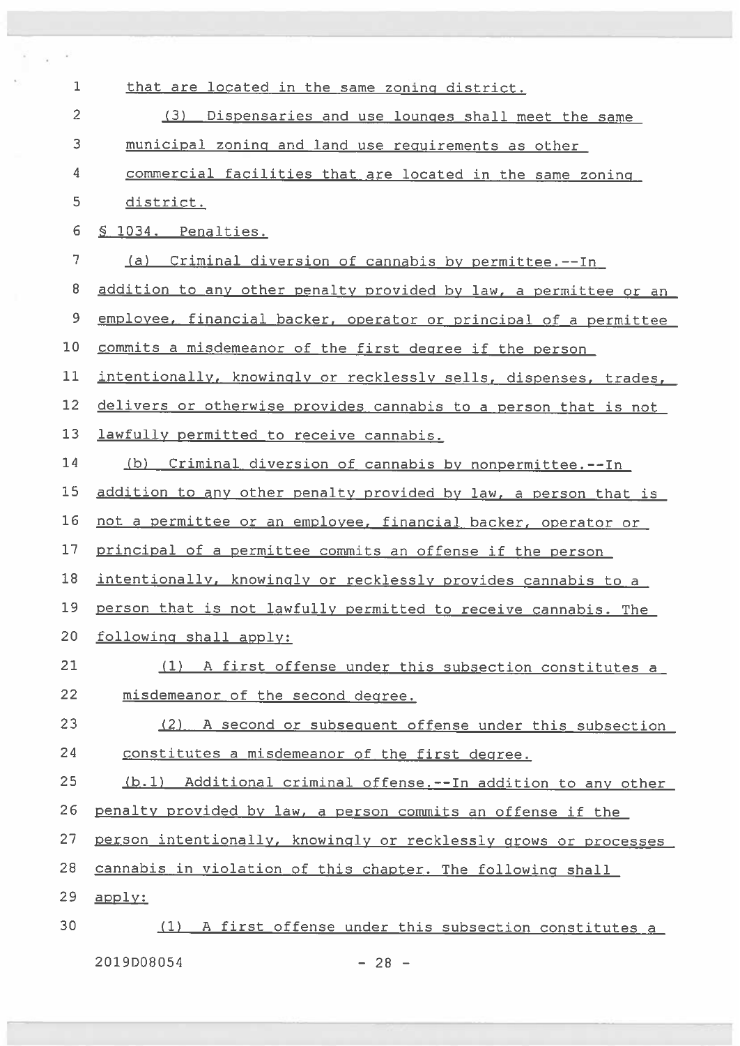that are located in the same zoning district.

(3) Dispensaries and use lounges shall meet the same municipal zoning and land use requirements as other commercial facilities that are located in the same zoning district.

§ 1034. Penalties.

(a) Criminal diversion of cannabis by permittee.--In addition to any other penalty provided by law, a permittee or an employee, financial backer, operator or principal of a permittee commits a misdemeanor of the first degree if the person intentionally, knowingly or recklessly sells, dispenses, trades, delivers or otherwise provides cannabis to a person that is not lawfully permitted to receive cannabis.

(b) Criminal diversion of cannabis by nonpermittee.--In addition to any other penalty provided by law, a person that is not a permittee or an employee, financial backer, operator or principal of a permittee commits an offense if the person intentionally, knowingly or recklessly provides cannabis to a person that is not lawfully permitted to receive cannabis. The following shall apply:

(1) A first offense under this subsection constitutes a misdemeanor of the second degree.

(2) A second or subsequent offense under this subsection constitutes a misdemeanor of the first degree.

(b.1) Additional criminal offense.--In addition to any other penalty provided by law, a person commits an offense if the person intentionally, knowingly or recklessly grows or processes cannabis in violation of this chapter. The following shall apply:

(1) A first offense under this subsection constitutes a

2019D08054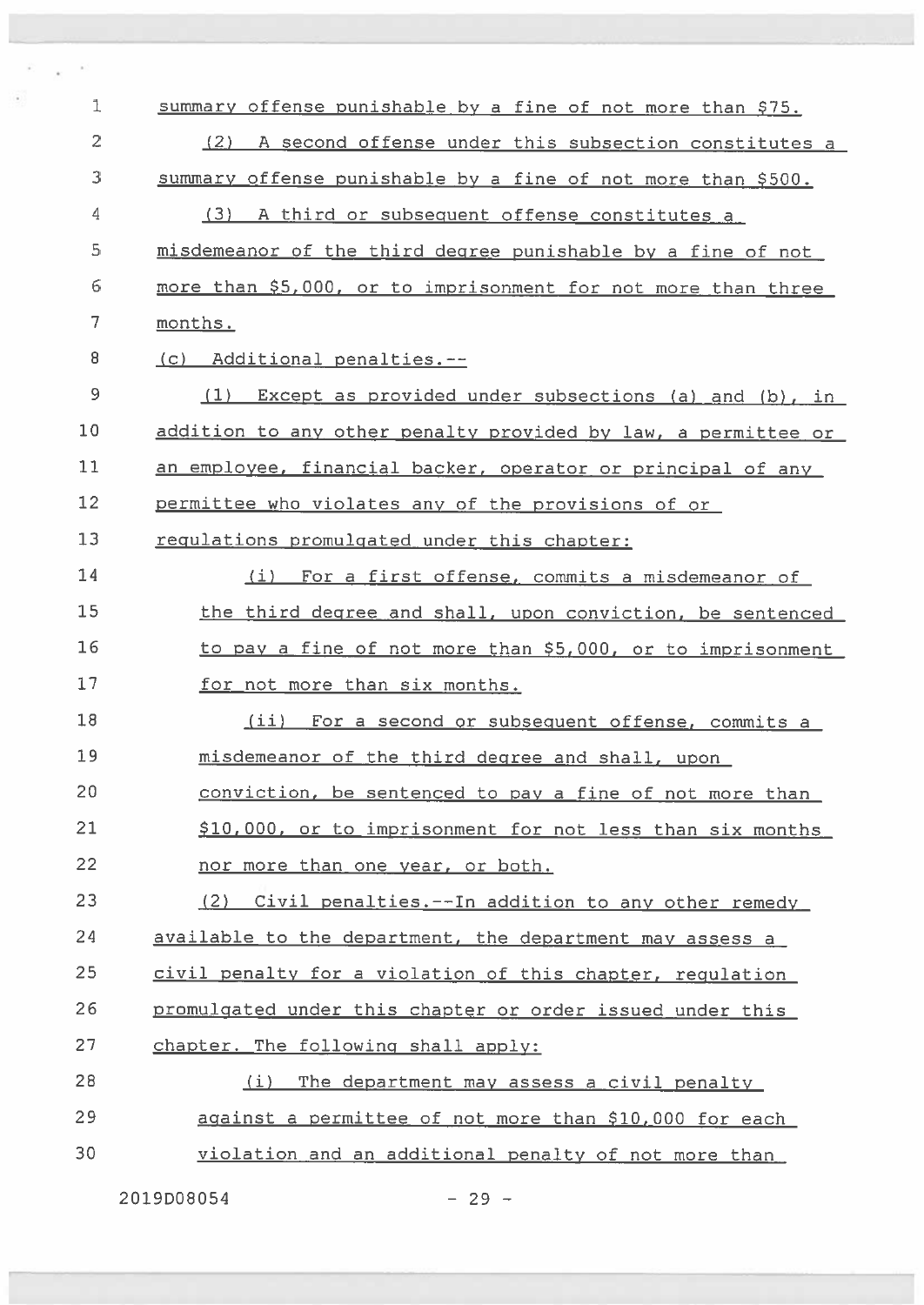summary offense punishable by a fine of not more than $75.

(2) A second offense under this subsection constitutes a summary offense punishable by a fine of not more than $500.

(3) A third or subsequent offense constitutes a misdemeanor of the third degree punishable by a fine of not more than $5,000, or to imprisonment for not more than three months.

(c) Additional penalties.--

(1) Except as provided under subsections (a) and (b), in addition to any other penalty provided by law, a permittee or an employee, financial backer, operator or principal of any permittee who violates any of the provisions of or regulations promulgated under this chapter:

(i) For a first offense, commits a misdemeanor of the third degree and shall, upon conviction, be sentenced to pay a fine of not more than $5,000, or to imprisonment for not more than six months.

(ii) For a second or subsequent offense, commits a misdemeanor of the third degree and shall, upon conviction, be sentenced to pay a fine of not more than $10,000, or to imprisonment for not less than six months nor more than one year, or both.

(2) Civil penalties.--In addition to any other remedy available to the department, the department may assess a civil penalty for a violation of this chapter, regulation promulgated under this chapter or order issued under this chapter. The following shall apply:

(i) The department may assess a civil penalty against a permittee of not more than $10,000 for each violation and an additional penalty of not more than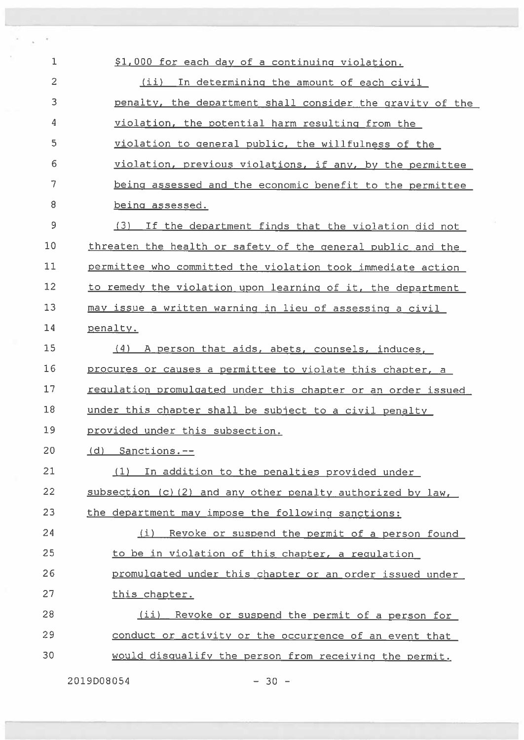$1,000 for each day of a continuing violation.

(ii) In determining the amount of each civil penalty, the department shall consider the gravity of the violation, the potential harm resulting from the violation to general public, the willfulness of the violation, previous violations, if any, by the permittee being assessed and the economic benefit to the permittee being assessed.

(3) If the department finds that the violation did not threaten the health or safety of the general public and the permittee who committed the violation took immediate action to remedy the violation upon learning of it, the department may issue a written warning in lieu of assessing a civil penalty.

(4) A person that aids, abets, counsels, induces, procures or causes a permittee to violate this chapter, a regulation promulgated under this chapter or an order issued under this chapter shall be subject to a civil penalty provided under this subsection.

(d) Sanctions.--

(1) In addition to the penalties provided under subsection (c)(2) and any other penalty authorized by law, the department may impose the following sanctions:

(i) Revoke or suspend the permit of a person found to be in violation of this chapter, a regulation promulgated under this chapter or an order issued under this chapter.

(ii) Revoke or suspend the permit of a person for conduct or activity or the occurrence of an event that would disqualify the person from receiving the permit.

2019D08054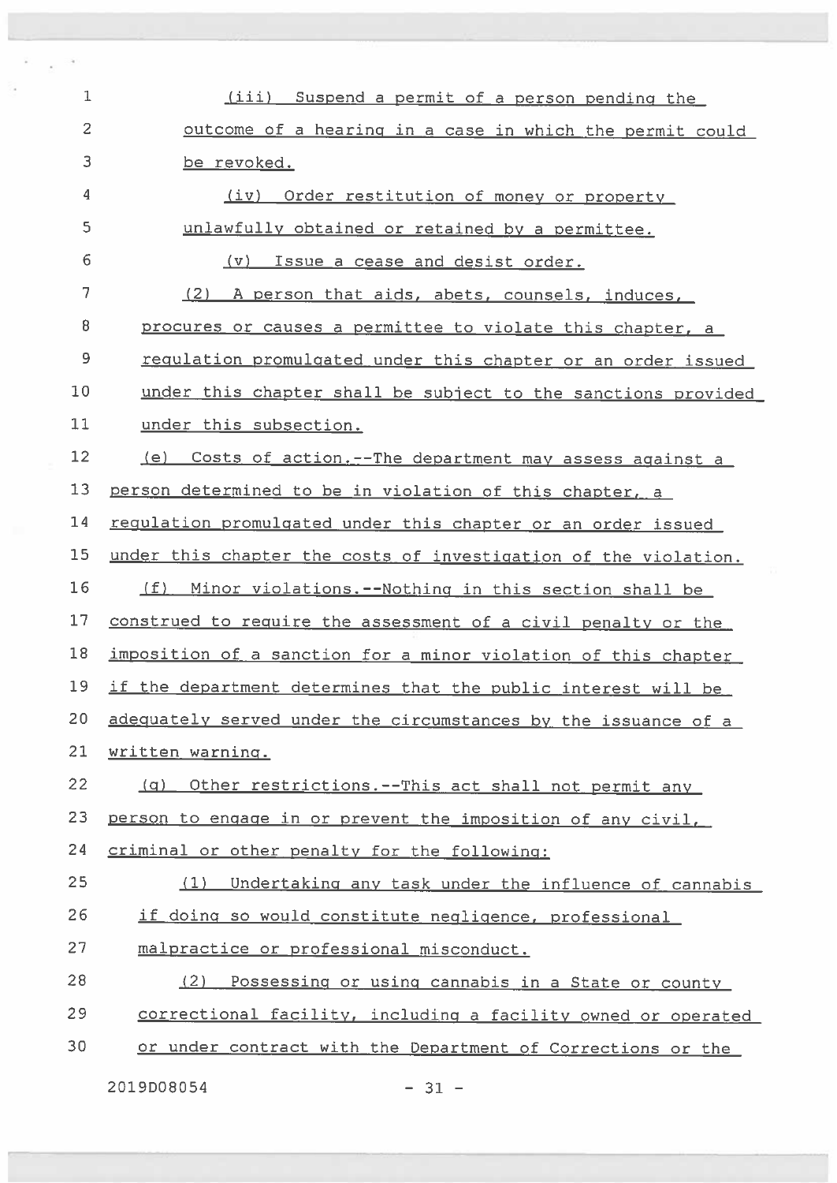(iii) Suspend a permit of a person pending the outcome of a hearing in a case in which the permit could be revoked.

(iv) Order restitution of money or property unlawfully obtained or retained by a permittee.

(v) Issue a cease and desist order.

(2) A person that aids, abets, counsels, induces, procures or causes a permittee to violate this chapter, a regulation promulgated under this chapter or an order issued under this chapter shall be subject to the sanctions provided under this subsection.

(e) Costs of action.--The department may assess against a person determined to be in violation of this chapter, a regulation promulgated under this chapter or an order issued under this chapter the costs of investigation of the violation.

(f) Minor violations.--Nothing in this section shall be construed to require the assessment of a civil penalty or the imposition of a sanction for a minor violation of this chapter if the department determines that the public interest will be adequately served under the circumstances by the issuance of a written warning.

(g) Other restrictions.--This act shall not permit any person to engage in or prevent the imposition of any civil, criminal or other penalty for the following:

(1) Undertaking any task under the influence of cannabis if doing so would constitute negligence, professional malpractice or professional misconduct.

(2) Possessing or using cannabis in a State or county correctional facility, including a facility owned or operated or under contract with the Department of Corrections or the

2019D08054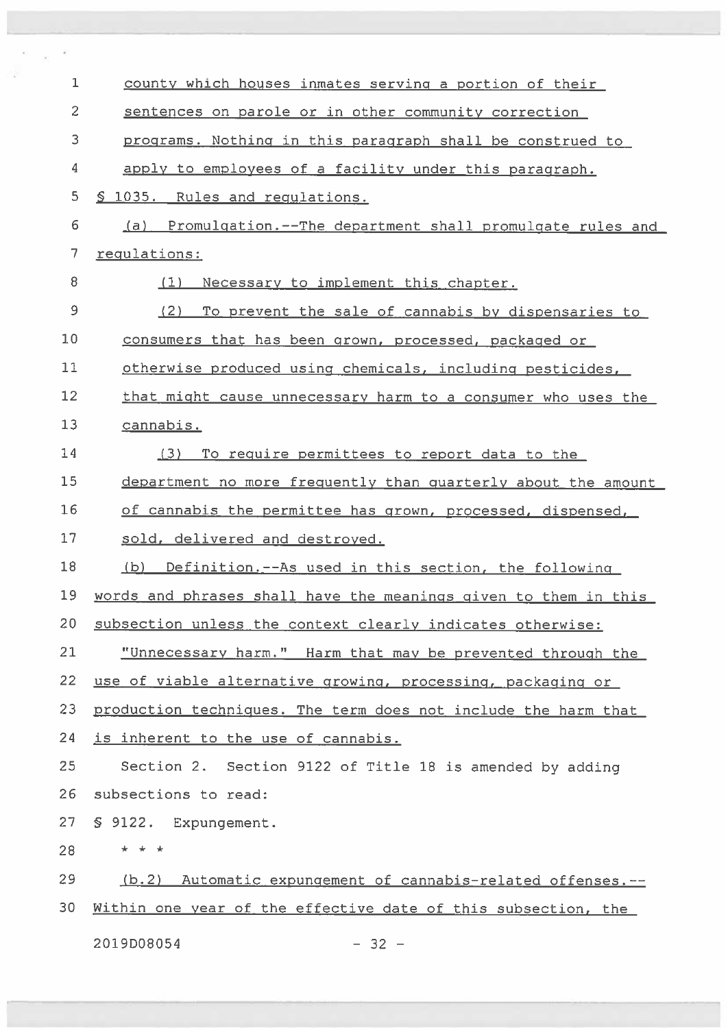county which houses inmates serving a portion of their sentences on parole or in other community correction programs. Nothing in this paragraph shall be construed to apply to employees of a facility under this paragraph.

§ 1035. Rules and regulations.

(a) Promulgation.--The department shall promulgate rules and regulations:

(1) Necessary to implement this chapter.

(2) To prevent the sale of cannabis by dispensaries to consumers that has been grown, processed, packaged or otherwise produced using chemicals, including pesticides, that might cause unnecessary harm to a consumer who uses the cannabis.

(3) To require permittees to report data to the department no more frequently than quarterly about the amount of cannabis the permittee has grown, processed, dispensed, sold, delivered and destroyed.

(b) Definition.--As used in this section, the following words and phrases shall have the meanings given to them in this subsection unless the context clearly indicates otherwise:

"Unnecessary harm." Harm that may be prevented through the use of viable alternative growing, processing, packaging or production techniques. The term does not include the harm that is inherent to the use of cannabis.

Section 2. Section 9122 of Title 18 is amended by adding subsections to read:

§ 9122. Expungement.

* * *

(b.2) Automatic expungement of cannabis-related offenses.--Within one year of the effective date of this subsection, the

2019D08054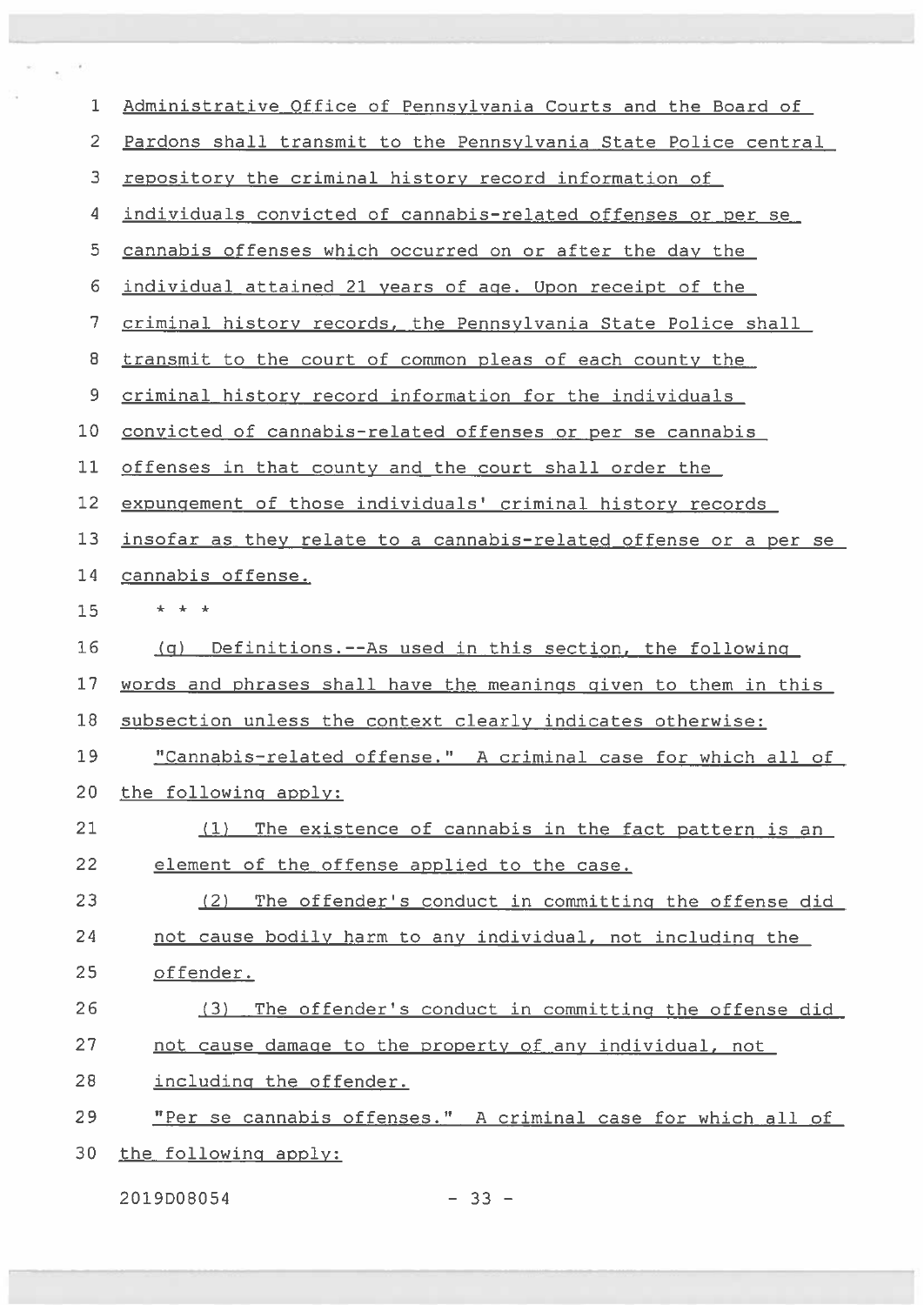Administrative Office of Pennsylvania Courts and the Board of Pardons shall transmit to the Pennsylvania State Police central repository the criminal history record information of individuals convicted of cannabis-related offenses or per se cannabis offenses which occurred on or after the day the individual attained 21 years of age. Upon receipt of the criminal history records, the Pennsylvania State Police shall transmit to the court of common pleas of each county the criminal history record information for the individuals convicted of cannabis-related offenses or per se cannabis offenses in that county and the court shall order the expungement of those individuals' criminal history records insofar as they relate to a cannabis-related offense or a per se cannabis offense.

\* \* \*

(g) Definitions.--As used in this section, the following words and phrases shall have the meanings given to them in this subsection unless the context clearly indicates otherwise:

"Cannabis-related offense." A criminal case for which all of the following apply:

(1) The existence of cannabis in the fact pattern is an element of the offense applied to the case.

(2) The offender's conduct in committing the offense did not cause bodily harm to any individual, not including the offender.

(3) The offender's conduct in committing the offense did not cause damage to the property of any individual, not including the offender.

"Per se cannabis offenses." A criminal case for which all of the following apply: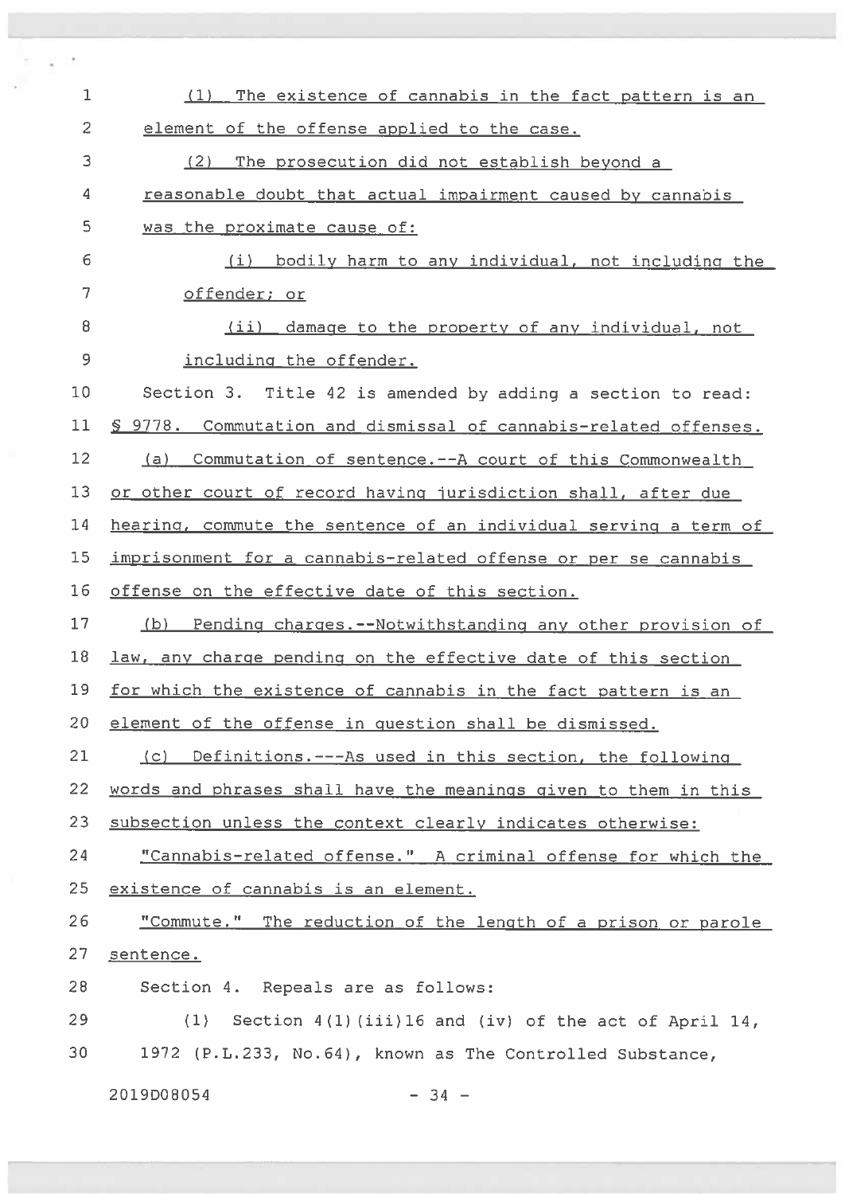(1) The existence of cannabis in the fact pattern is an element of the offense applied to the case.

(2) The prosecution did not establish beyond a reasonable doubt that actual impairment caused by cannabis was the proximate cause of:

(i) bodily harm to any individual, not including the offender; or

(ii) damage to the property of any individual, not including the offender.

Section 3. Title 42 is amended by adding a section to read:

§ 9778. Commutation and dismissal of cannabis-related offenses.

(a) Commutation of sentence.--A court of this Commonwealth or other court of record having jurisdiction shall, after due hearing, commute the sentence of an individual serving a term of imprisonment for a cannabis-related offense or per se cannabis offense on the effective date of this section.

(b) Pending charges.--Notwithstanding any other provision of law, any charge pending on the effective date of this section for which the existence of cannabis in the fact pattern is an element of the offense in question shall be dismissed.

(c) Definitions.---As used in this section, the following words and phrases shall have the meanings given to them in this subsection unless the context clearly indicates otherwise:

"Cannabis-related offense." A criminal offense for which the existence of cannabis is an element.

"Commute." The reduction of the length of a prison or parole sentence.

Section 4. Repeals are as follows:

(1) Section 4(1)(iii)16 and (iv) of the act of April 14, 1972 (P.L.233, No.64), known as The Controlled Substance,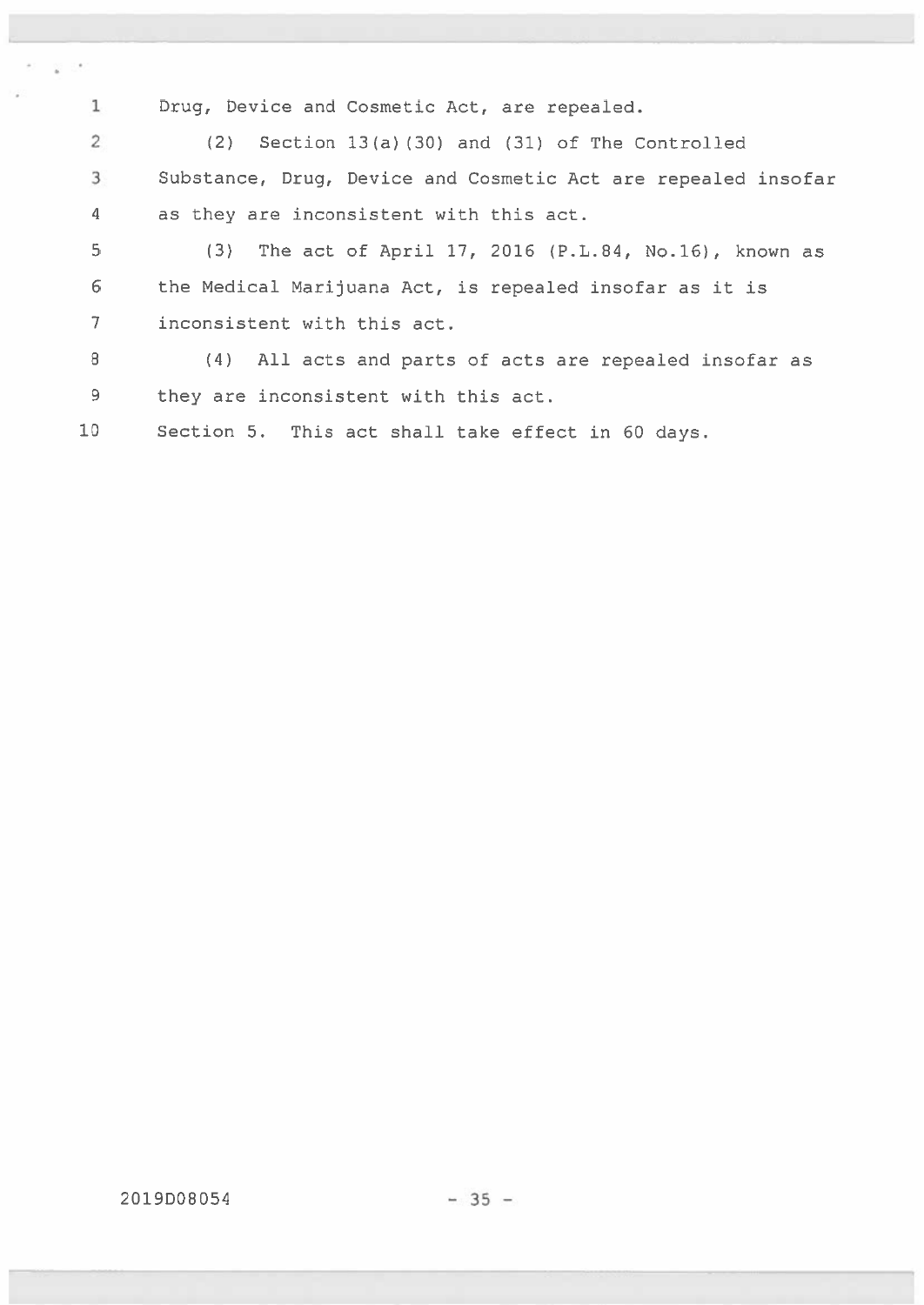Drug, Device and Cosmetic Act, are repealed.

(2) Section 13(a)(30) and (31) of The Controlled Substance, Drug, Device and Cosmetic Act are repealed insofar as they are inconsistent with this act.

(3) The act of April 17, 2016 (P.L.84, No.16), known as the Medical Marijuana Act, is repealed insofar as it is inconsistent with this act.

(4) All acts and parts of acts are repealed insofar as they are inconsistent with this act.

Section 5. This act shall take effect in 60 days.